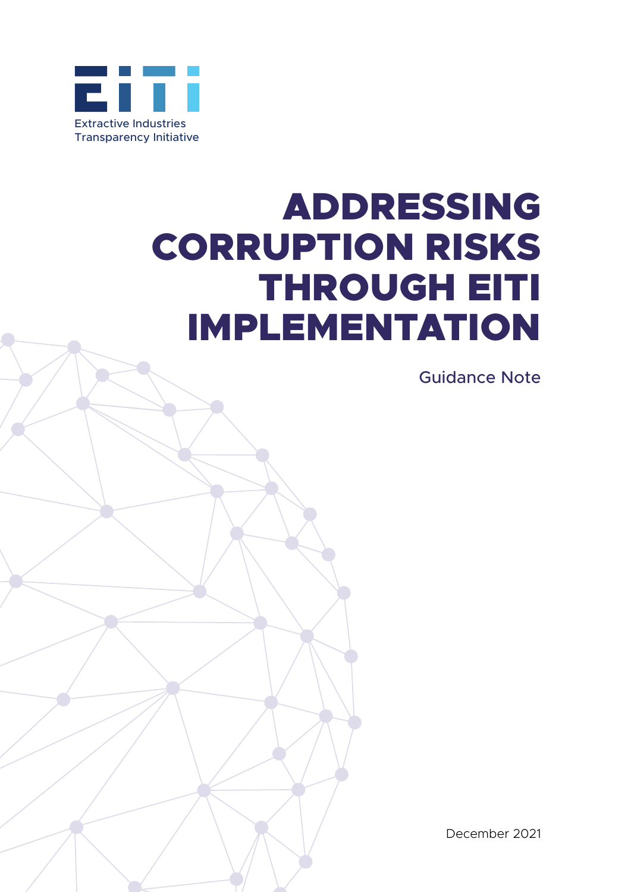Extractive Industries Transparency Initiative

# ADDRESSING CORRUPTION RISKS THROUGH EITI IMPLEMENTATION

Guidance Note

December 2021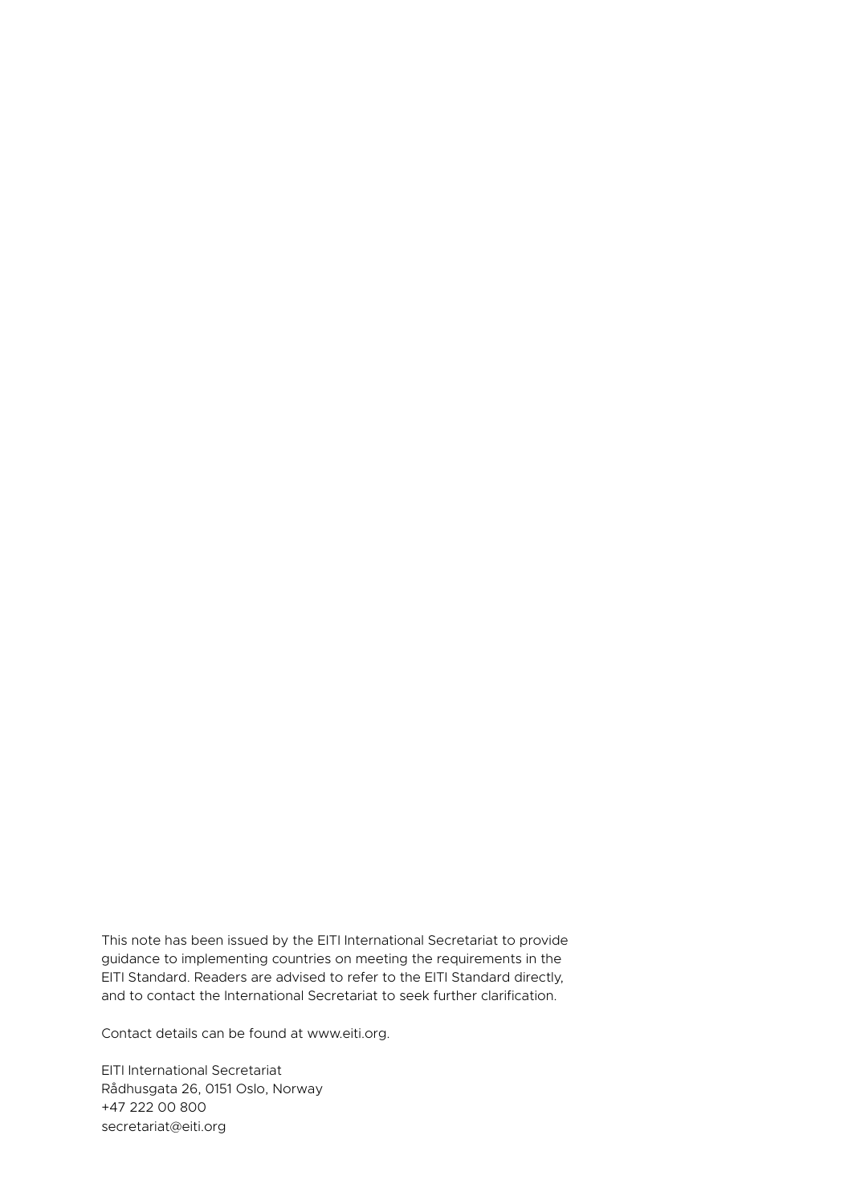This note has been issued by the EITI International Secretariat to provide guidance to implementing countries on meeting the requirements in the EITI Standard. Readers are advised to refer to the EITI Standard directly, and to contact the International Secretariat to seek further clarification.

Contact details can be found at www.eiti.org.

EITI International Secretariat
Rådhusgata 26, 0151 Oslo, Norway
+47 222 00 800
secretariat@eiti.org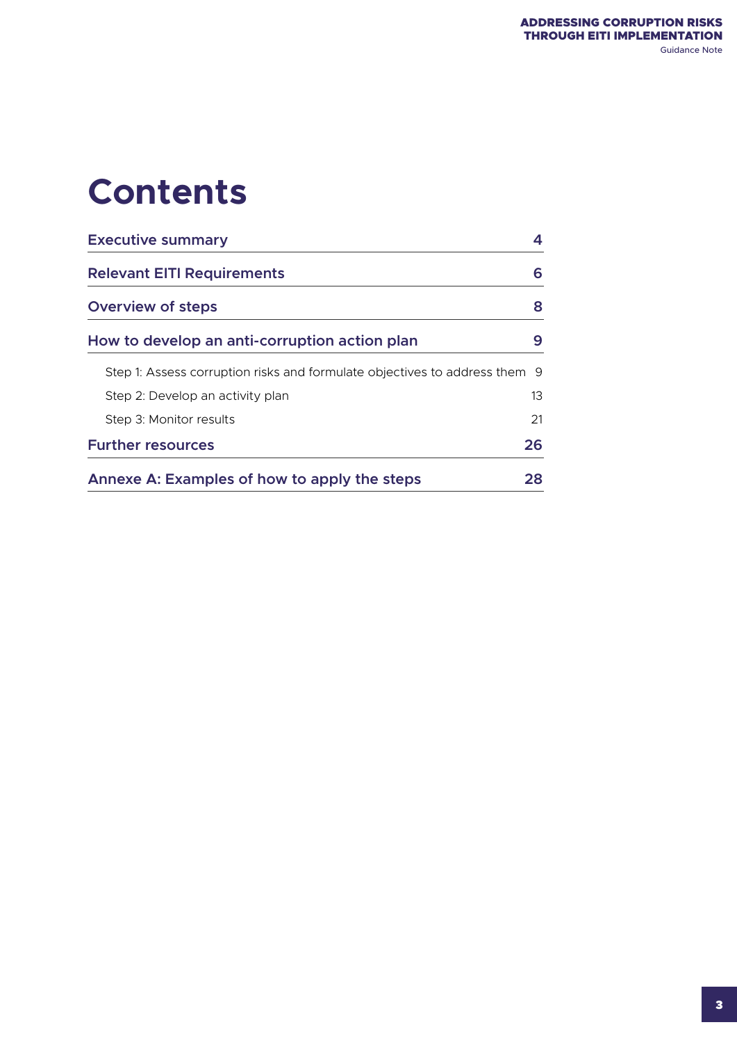# Contents

| | |
|---|---|
| **Executive summary** | **4** |
| **Relevant EITI Requirements** | **6** |
| **Overview of steps** | **8** |
| **How to develop an anti-corruption action plan** | **9** |
| Step 1: Assess corruption risks and formulate objectives to address them | 9 |
| Step 2: Develop an activity plan | 13 |
| Step 3: Monitor results | 21 |
| **Further resources** | **26** |
| **Annexe A: Examples of how to apply the steps** | **28** |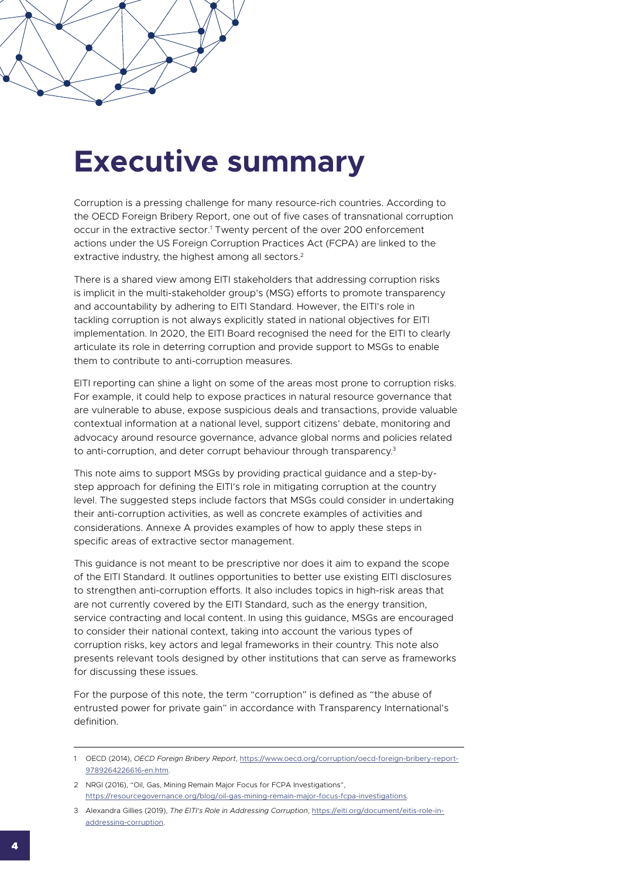# Executive summary

Corruption is a pressing challenge for many resource-rich countries. According to the OECD Foreign Bribery Report, one out of five cases of transnational corruption occur in the extractive sector.[1] Twenty percent of the over 200 enforcement actions under the US Foreign Corruption Practices Act (FCPA) are linked to the extractive industry, the highest among all sectors.[2]

There is a shared view among EITI stakeholders that addressing corruption risks is implicit in the multi-stakeholder group's (MSG) efforts to promote transparency and accountability by adhering to EITI Standard. However, the EITI's role in tackling corruption is not always explicitly stated in national objectives for EITI implementation. In 2020, the EITI Board recognised the need for the EITI to clearly articulate its role in deterring corruption and provide support to MSGs to enable them to contribute to anti-corruption measures.

EITI reporting can shine a light on some of the areas most prone to corruption risks. For example, it could help to expose practices in natural resource governance that are vulnerable to abuse, expose suspicious deals and transactions, provide valuable contextual information at a national level, support citizens' debate, monitoring and advocacy around resource governance, advance global norms and policies related to anti-corruption, and deter corrupt behaviour through transparency.[3]

This note aims to support MSGs by providing practical guidance and a step-by-step approach for defining the EITI's role in mitigating corruption at the country level. The suggested steps include factors that MSGs could consider in undertaking their anti-corruption activities, as well as concrete examples of activities and considerations. Annexe A provides examples of how to apply these steps in specific areas of extractive sector management.

This guidance is not meant to be prescriptive nor does it aim to expand the scope of the EITI Standard. It outlines opportunities to better use existing EITI disclosures to strengthen anti-corruption efforts. It also includes topics in high-risk areas that are not currently covered by the EITI Standard, such as the energy transition, service contracting and local content. In using this guidance, MSGs are encouraged to consider their national context, taking into account the various types of corruption risks, key actors and legal frameworks in their country. This note also presents relevant tools designed by other institutions that can serve as frameworks for discussing these issues.

For the purpose of this note, the term "corruption" is defined as "the abuse of entrusted power for private gain" in accordance with Transparency International's definition.

---

1 OECD (2014), *OECD Foreign Bribery Report*, https://www.oecd.org/corruption/oecd-foreign-bribery-report-9789264226616-en.htm.

2 NRGI (2016), "Oil, Gas, Mining Remain Major Focus for FCPA Investigations", https://resourcegovernance.org/blog/oil-gas-mining-remain-major-focus-fcpa-investigations.

3 Alexandra Gillies (2019), *The EITI's Role in Addressing Corruption*, https://eiti.org/document/eitis-role-in-addressing-corruption.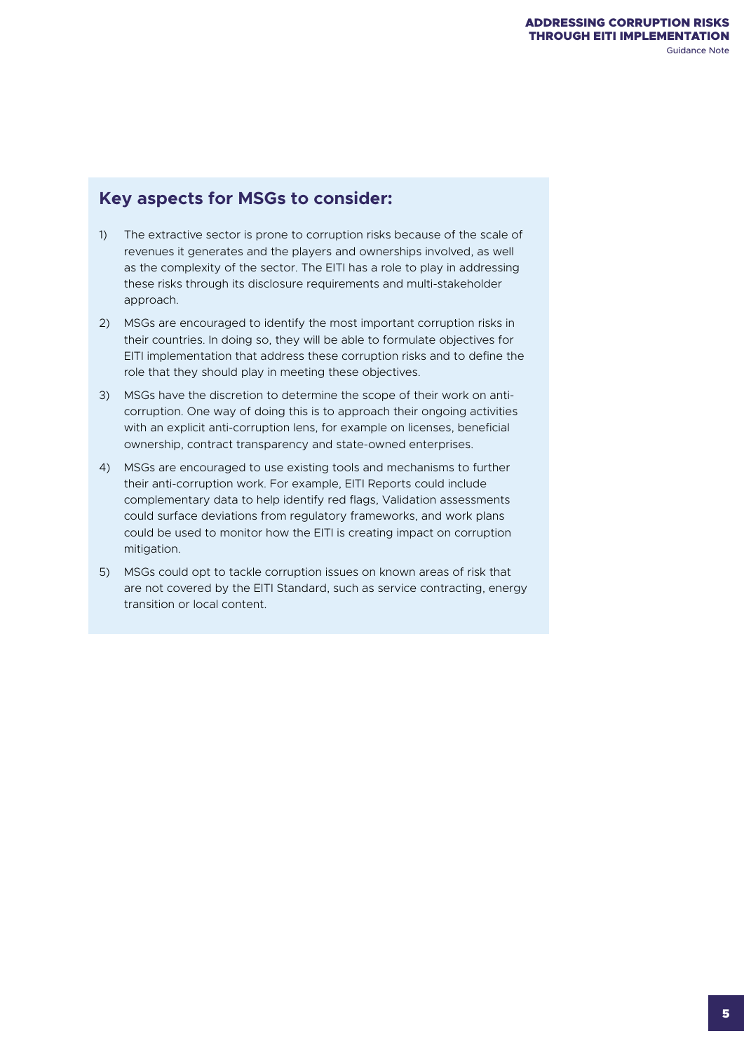## Key aspects for MSGs to consider:

1) The extractive sector is prone to corruption risks because of the scale of revenues it generates and the players and ownerships involved, as well as the complexity of the sector. The EITI has a role to play in addressing these risks through its disclosure requirements and multi-stakeholder approach.

2) MSGs are encouraged to identify the most important corruption risks in their countries. In doing so, they will be able to formulate objectives for EITI implementation that address these corruption risks and to define the role that they should play in meeting these objectives.

3) MSGs have the discretion to determine the scope of their work on anti-corruption. One way of doing this is to approach their ongoing activities with an explicit anti-corruption lens, for example on licenses, beneficial ownership, contract transparency and state-owned enterprises.

4) MSGs are encouraged to use existing tools and mechanisms to further their anti-corruption work. For example, EITI Reports could include complementary data to help identify red flags, Validation assessments could surface deviations from regulatory frameworks, and work plans could be used to monitor how the EITI is creating impact on corruption mitigation.

5) MSGs could opt to tackle corruption issues on known areas of risk that are not covered by the EITI Standard, such as service contracting, energy transition or local content.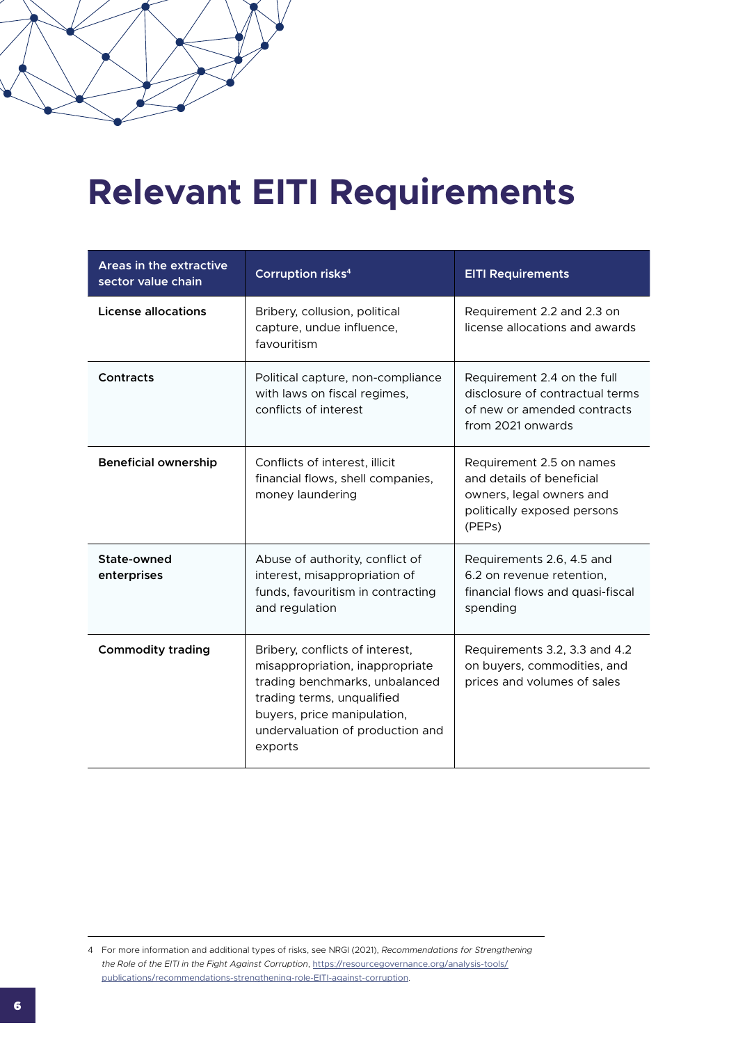# Relevant EITI Requirements

| Areas in the extractive sector value chain | Corruption risks[4] | EITI Requirements |
|---|---|---|
| **License allocations** | Bribery, collusion, political capture, undue influence, favouritism | Requirement 2.2 and 2.3 on license allocations and awards |
| **Contracts** | Political capture, non-compliance with laws on fiscal regimes, conflicts of interest | Requirement 2.4 on the full disclosure of contractual terms of new or amended contracts from 2021 onwards |
| **Beneficial ownership** | Conflicts of interest, illicit financial flows, shell companies, money laundering | Requirement 2.5 on names and details of beneficial owners, legal owners and politically exposed persons (PEPs) |
| **State-owned enterprises** | Abuse of authority, conflict of interest, misappropriation of funds, favouritism in contracting and regulation | Requirements 2.6, 4.5 and 6.2 on revenue retention, financial flows and quasi-fiscal spending |
| **Commodity trading** | Bribery, conflicts of interest, misappropriation, inappropriate trading benchmarks, unbalanced trading terms, unqualified buyers, price manipulation, undervaluation of production and exports | Requirements 3.2, 3.3 and 4.2 on buyers, commodities, and prices and volumes of sales |

4 For more information and additional types of risks, see NRGI (2021), *Recommendations for Strengthening the Role of the EITI in the Fight Against Corruption*, https://resourcegovernance.org/analysis-tools/publications/recommendations-strengthening-role-EITI-against-corruption.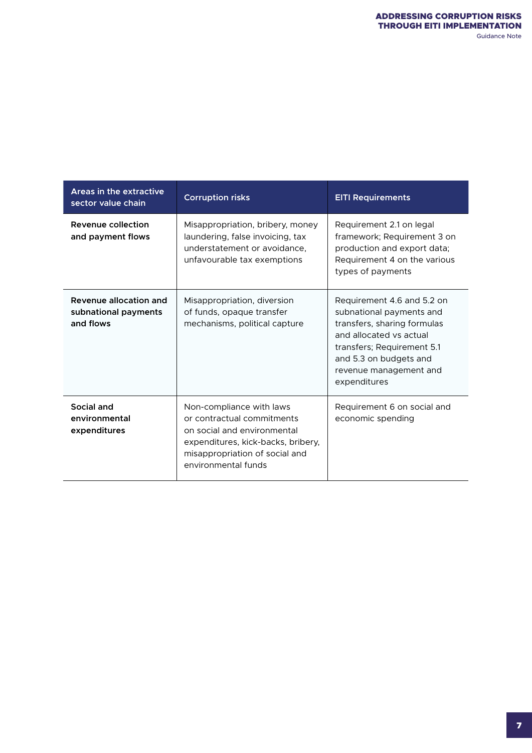| Areas in the extractive sector value chain | Corruption risks | EITI Requirements |
|---|---|---|
| **Revenue collection and payment flows** | Misappropriation, bribery, money laundering, false invoicing, tax understatement or avoidance, unfavourable tax exemptions | Requirement 2.1 on legal framework; Requirement 3 on production and export data; Requirement 4 on the various types of payments |
| **Revenue allocation and subnational payments and flows** | Misappropriation, diversion of funds, opaque transfer mechanisms, political capture | Requirement 4.6 and 5.2 on subnational payments and transfers, sharing formulas and allocated vs actual transfers; Requirement 5.1 and 5.3 on budgets and revenue management and expenditures |
| **Social and environmental expenditures** | Non-compliance with laws or contractual commitments on social and environmental expenditures, kick-backs, bribery, misappropriation of social and environmental funds | Requirement 6 on social and economic spending |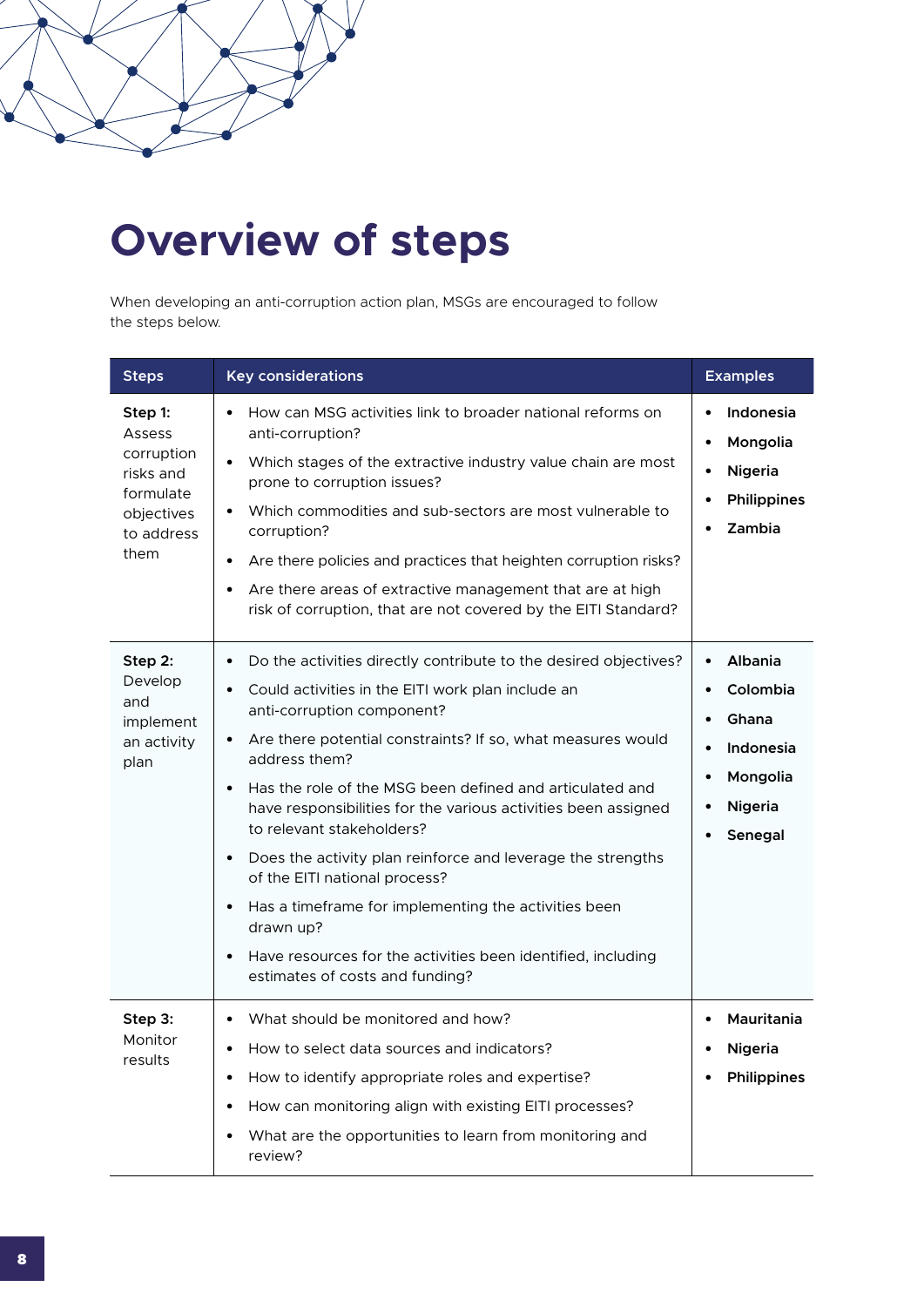# Overview of steps

When developing an anti-corruption action plan, MSGs are encouraged to follow the steps below.

| Steps | Key considerations | Examples |
| --- | --- | --- |
| **Step 1:** Assess corruption risks and formulate objectives to address them | • How can MSG activities link to broader national reforms on anti-corruption?<br>• Which stages of the extractive industry value chain are most prone to corruption issues?<br>• Which commodities and sub-sectors are most vulnerable to corruption?<br>• Are there policies and practices that heighten corruption risks?<br>• Are there areas of extractive management that are at high risk of corruption, that are not covered by the EITI Standard? | • **Indonesia**<br>• **Mongolia**<br>• **Nigeria**<br>• **Philippines**<br>• **Zambia** |
| **Step 2:** Develop and implement an activity plan | • Do the activities directly contribute to the desired objectives?<br>• Could activities in the EITI work plan include an anti-corruption component?<br>• Are there potential constraints? If so, what measures would address them?<br>• Has the role of the MSG been defined and articulated and have responsibilities for the various activities been assigned to relevant stakeholders?<br>• Does the activity plan reinforce and leverage the strengths of the EITI national process?<br>• Has a timeframe for implementing the activities been drawn up?<br>• Have resources for the activities been identified, including estimates of costs and funding? | • **Albania**<br>• **Colombia**<br>• **Ghana**<br>• **Indonesia**<br>• **Mongolia**<br>• **Nigeria**<br>• **Senegal** |
| **Step 3:** Monitor results | • What should be monitored and how?<br>• How to select data sources and indicators?<br>• How to identify appropriate roles and expertise?<br>• How can monitoring align with existing EITI processes?<br>• What are the opportunities to learn from monitoring and review? | • **Mauritania**<br>• **Nigeria**<br>• **Philippines** |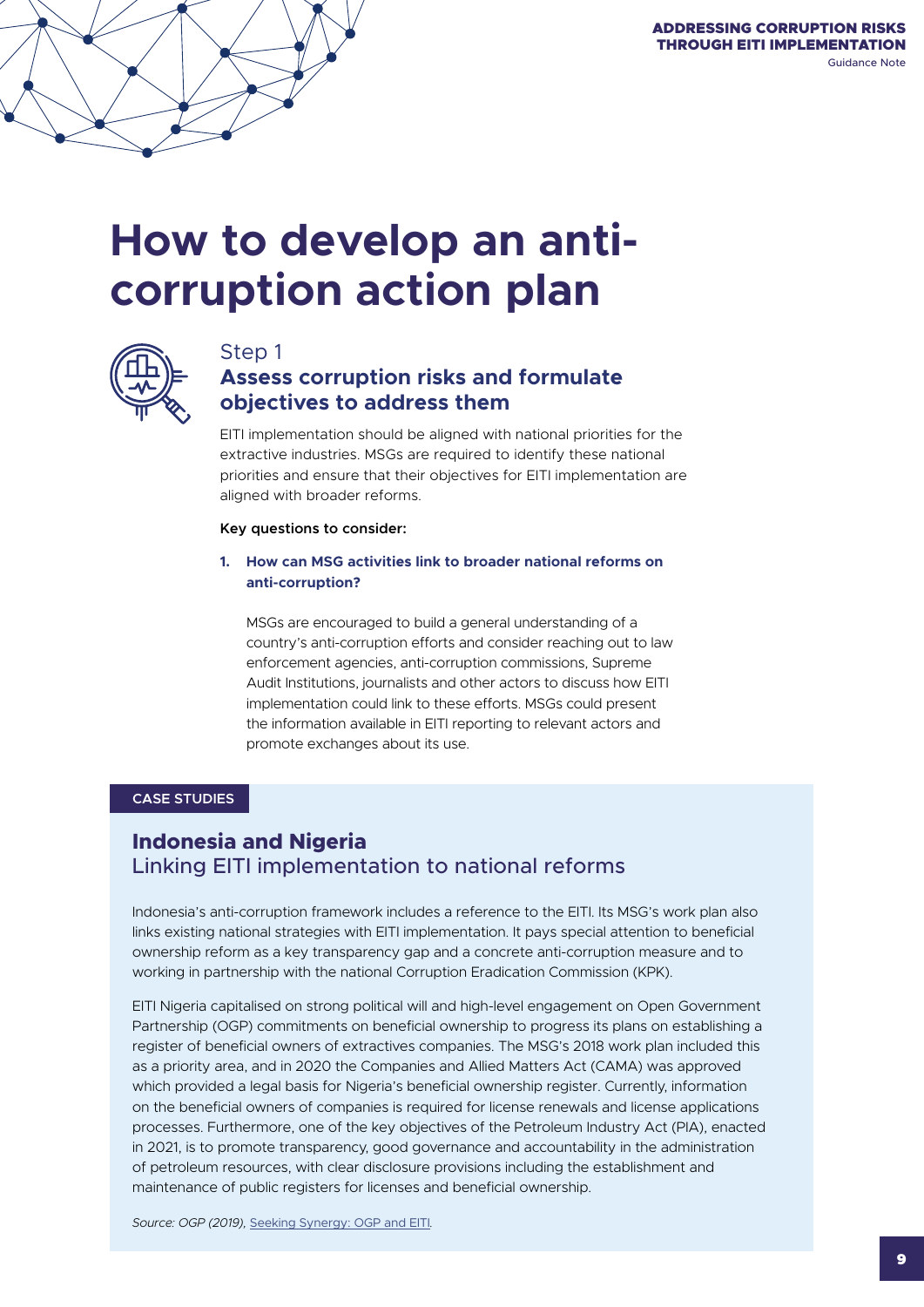# How to develop an anti-corruption action plan

## Step 1

### Assess corruption risks and formulate objectives to address them

EITI implementation should be aligned with national priorities for the extractive industries. MSGs are required to identify these national priorities and ensure that their objectives for EITI implementation are aligned with broader reforms.

**Key questions to consider:**

1. **How can MSG activities link to broader national reforms on anti-corruption?**

   MSGs are encouraged to build a general understanding of a country's anti-corruption efforts and consider reaching out to law enforcement agencies, anti-corruption commissions, Supreme Audit Institutions, journalists and other actors to discuss how EITI implementation could link to these efforts. MSGs could present the information available in EITI reporting to relevant actors and promote exchanges about its use.

**CASE STUDIES**

### Indonesia and Nigeria
Linking EITI implementation to national reforms

Indonesia's anti-corruption framework includes a reference to the EITI. Its MSG's work plan also links existing national strategies with EITI implementation. It pays special attention to beneficial ownership reform as a key transparency gap and a concrete anti-corruption measure and to working in partnership with the national Corruption Eradication Commission (KPK).

EITI Nigeria capitalised on strong political will and high-level engagement on Open Government Partnership (OGP) commitments on beneficial ownership to progress its plans on establishing a register of beneficial owners of extractives companies. The MSG's 2018 work plan included this as a priority area, and in 2020 the Companies and Allied Matters Act (CAMA) was approved which provided a legal basis for Nigeria's beneficial ownership register. Currently, information on the beneficial owners of companies is required for license renewals and license applications processes. Furthermore, one of the key objectives of the Petroleum Industry Act (PIA), enacted in 2021, is to promote transparency, good governance and accountability in the administration of petroleum resources, with clear disclosure provisions including the establishment and maintenance of public registers for licenses and beneficial ownership.

*Source: OGP (2019),* Seeking Synergy: OGP and EITI.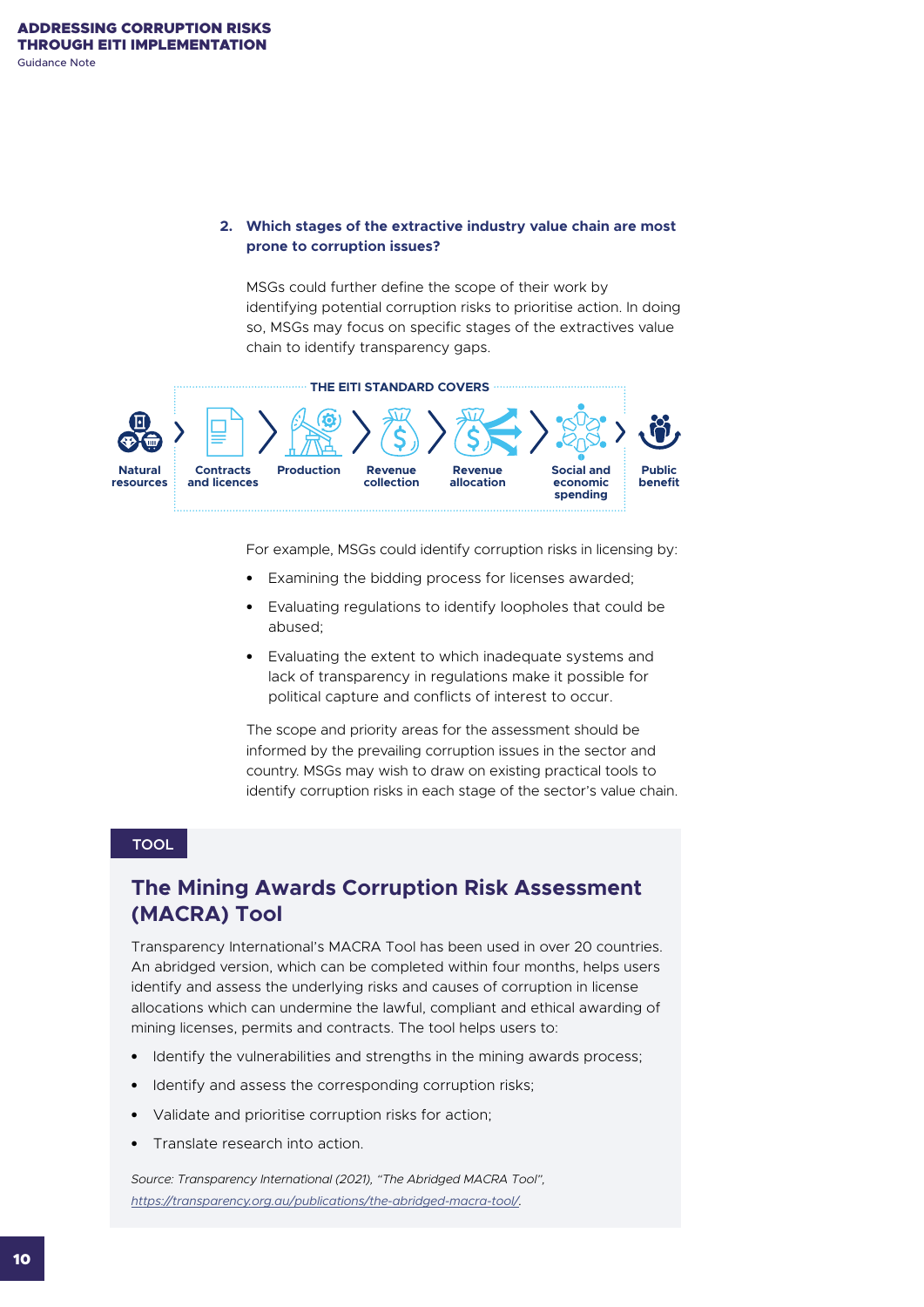2. **Which stages of the extractive industry value chain are most prone to corruption issues?**

MSGs could further define the scope of their work by identifying potential corruption risks to prioritise action. In doing so, MSGs may focus on specific stages of the extractives value chain to identify transparency gaps.

**THE EITI STANDARD COVERS**

Natural resources > Contracts and licences > Production > Revenue collection > Revenue allocation > Social and economic spending > Public benefit

For example, MSGs could identify corruption risks in licensing by:

- Examining the bidding process for licenses awarded;
- Evaluating regulations to identify loopholes that could be abused;
- Evaluating the extent to which inadequate systems and lack of transparency in regulations make it possible for political capture and conflicts of interest to occur.

The scope and priority areas for the assessment should be informed by the prevailing corruption issues in the sector and country. MSGs may wish to draw on existing practical tools to identify corruption risks in each stage of the sector's value chain.

**TOOL**

## The Mining Awards Corruption Risk Assessment (MACRA) Tool

Transparency International's MACRA Tool has been used in over 20 countries. An abridged version, which can be completed within four months, helps users identify and assess the underlying risks and causes of corruption in license allocations which can undermine the lawful, compliant and ethical awarding of mining licenses, permits and contracts. The tool helps users to:

- Identify the vulnerabilities and strengths in the mining awards process;
- Identify and assess the corresponding corruption risks;
- Validate and prioritise corruption risks for action;
- Translate research into action.

*Source: Transparency International (2021), "The Abridged MACRA Tool", https://transparency.org.au/publications/the-abridged-macra-tool/.*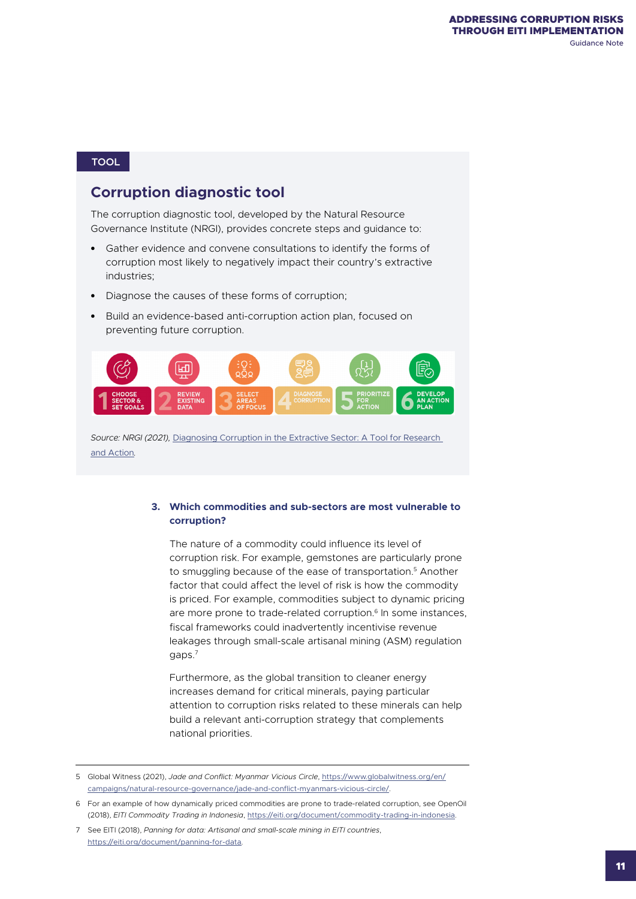TOOL

## Corruption diagnostic tool

The corruption diagnostic tool, developed by the Natural Resource Governance Institute (NRGI), provides concrete steps and guidance to:

- Gather evidence and convene consultations to identify the forms of corruption most likely to negatively impact their country's extractive industries;
- Diagnose the causes of these forms of corruption;
- Build an evidence-based anti-corruption action plan, focused on preventing future corruption.

1 CHOOSE SECTOR & SET GOALS | 2 REVIEW EXISTING DATA | 3 SELECT AREAS OF FOCUS | 4 DIAGNOSE CORRUPTION | 5 PRIORITIZE FOR ACTION | 6 DEVELOP AN ACTION PLAN

*Source: NRGI (2021),* Diagnosing Corruption in the Extractive Sector: A Tool for Research and Action.

### 3. Which commodities and sub-sectors are most vulnerable to corruption?

The nature of a commodity could influence its level of corruption risk. For example, gemstones are particularly prone to smuggling because of the ease of transportation.[5] Another factor that could affect the level of risk is how the commodity is priced. For example, commodities subject to dynamic pricing are more prone to trade-related corruption.[6] In some instances, fiscal frameworks could inadvertently incentivise revenue leakages through small-scale artisanal mining (ASM) regulation gaps.[7]

Furthermore, as the global transition to cleaner energy increases demand for critical minerals, paying particular attention to corruption risks related to these minerals can help build a relevant anti-corruption strategy that complements national priorities.

---

5 Global Witness (2021), *Jade and Conflict: Myanmar Vicious Circle*, https://www.globalwitness.org/en/campaigns/natural-resource-governance/jade-and-conflict-myanmars-vicious-circle/.

6 For an example of how dynamically priced commodities are prone to trade-related corruption, see OpenOil (2018), *EITI Commodity Trading in Indonesia*, https://eiti.org/document/commodity-trading-in-indonesia.

7 See EITI (2018), *Panning for data: Artisanal and small-scale mining in EITI countries*, https://eiti.org/document/panning-for-data.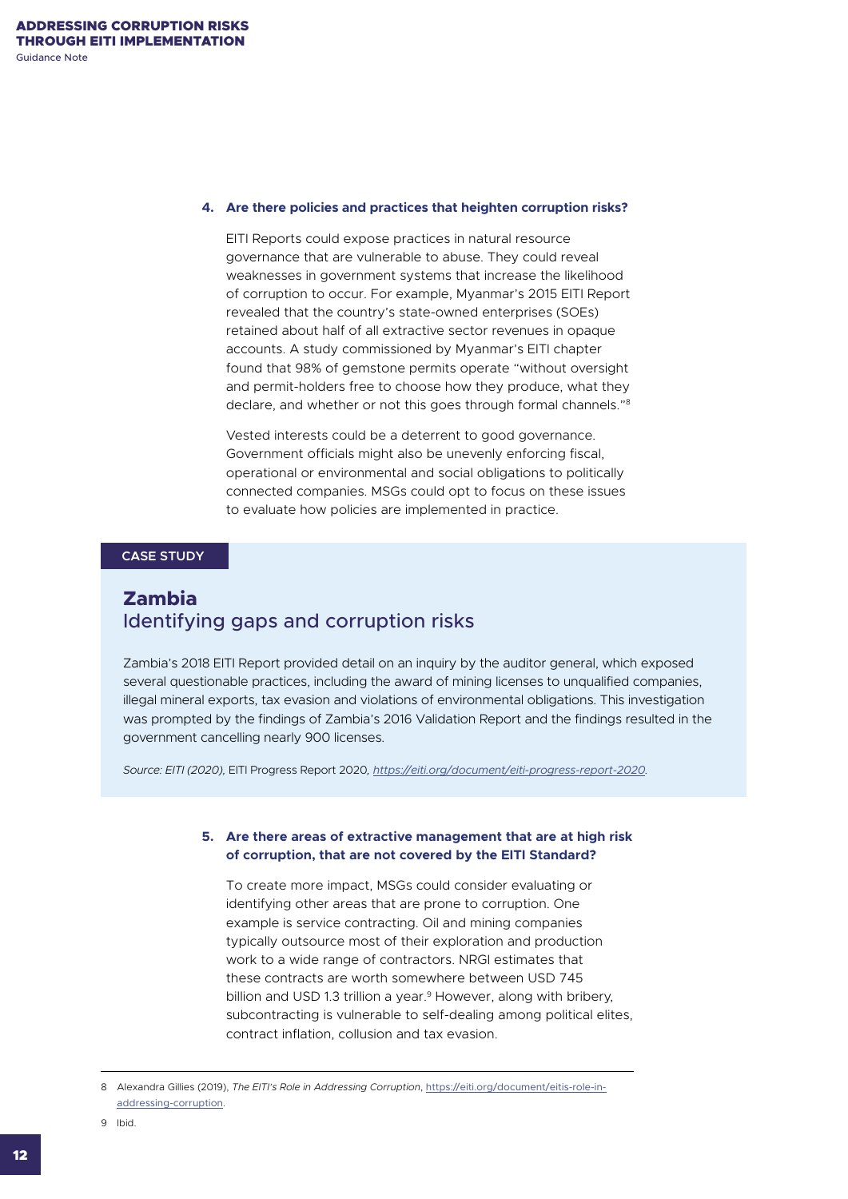**4. Are there policies and practices that heighten corruption risks?**

EITI Reports could expose practices in natural resource governance that are vulnerable to abuse. They could reveal weaknesses in government systems that increase the likelihood of corruption to occur. For example, Myanmar's 2015 EITI Report revealed that the country's state-owned enterprises (SOEs) retained about half of all extractive sector revenues in opaque accounts. A study commissioned by Myanmar's EITI chapter found that 98% of gemstone permits operate "without oversight and permit-holders free to choose how they produce, what they declare, and whether or not this goes through formal channels."[8]

Vested interests could be a deterrent to good governance. Government officials might also be unevenly enforcing fiscal, operational or environmental and social obligations to politically connected companies. MSGs could opt to focus on these issues to evaluate how policies are implemented in practice.

**CASE STUDY**

## Zambia

### Identifying gaps and corruption risks

Zambia's 2018 EITI Report provided detail on an inquiry by the auditor general, which exposed several questionable practices, including the award of mining licenses to unqualified companies, illegal mineral exports, tax evasion and violations of environmental obligations. This investigation was prompted by the findings of Zambia's 2016 Validation Report and the findings resulted in the government cancelling nearly 900 licenses.

*Source: EITI (2020),* EITI Progress Report 2020*, https://eiti.org/document/eiti-progress-report-2020.*

**5. Are there areas of extractive management that are at high risk of corruption, that are not covered by the EITI Standard?**

To create more impact, MSGs could consider evaluating or identifying other areas that are prone to corruption. One example is service contracting. Oil and mining companies typically outsource most of their exploration and production work to a wide range of contractors. NRGI estimates that these contracts are worth somewhere between USD 745 billion and USD 1.3 trillion a year.[9] However, along with bribery, subcontracting is vulnerable to self-dealing among political elites, contract inflation, collusion and tax evasion.

---

8 Alexandra Gillies (2019), *The EITI's Role in Addressing Corruption*, https://eiti.org/document/eitis-role-in-addressing-corruption.

9 Ibid.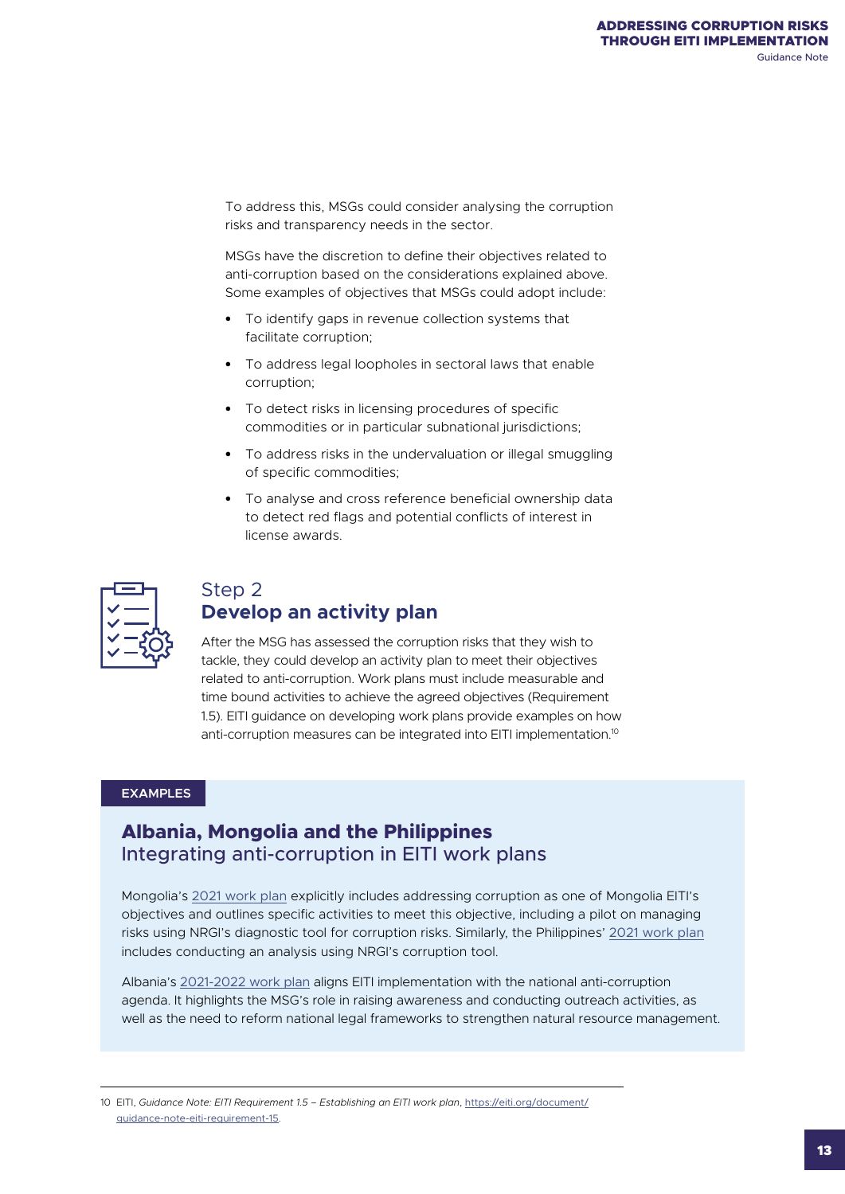To address this, MSGs could consider analysing the corruption risks and transparency needs in the sector.

MSGs have the discretion to define their objectives related to anti-corruption based on the considerations explained above. Some examples of objectives that MSGs could adopt include:

- To identify gaps in revenue collection systems that facilitate corruption;
- To address legal loopholes in sectoral laws that enable corruption;
- To detect risks in licensing procedures of specific commodities or in particular subnational jurisdictions;
- To address risks in the undervaluation or illegal smuggling of specific commodities;
- To analyse and cross reference beneficial ownership data to detect red flags and potential conflicts of interest in license awards.

## Step 2 **Develop an activity plan**

After the MSG has assessed the corruption risks that they wish to tackle, they could develop an activity plan to meet their objectives related to anti-corruption. Work plans must include measurable and time bound activities to achieve the agreed objectives (Requirement 1.5). EITI guidance on developing work plans provide examples on how anti-corruption measures can be integrated into EITI implementation.[10]

**EXAMPLES**

### **Albania, Mongolia and the Philippines**
### Integrating anti-corruption in EITI work plans

Mongolia's 2021 work plan explicitly includes addressing corruption as one of Mongolia EITI's objectives and outlines specific activities to meet this objective, including a pilot on managing risks using NRGI's diagnostic tool for corruption risks. Similarly, the Philippines' 2021 work plan includes conducting an analysis using NRGI's corruption tool.

Albania's 2021-2022 work plan aligns EITI implementation with the national anti-corruption agenda. It highlights the MSG's role in raising awareness and conducting outreach activities, as well as the need to reform national legal frameworks to strengthen natural resource management.

---

10 EITI, *Guidance Note: EITI Requirement 1.5 – Establishing an EITI work plan*, https://eiti.org/document/guidance-note-eiti-requirement-15.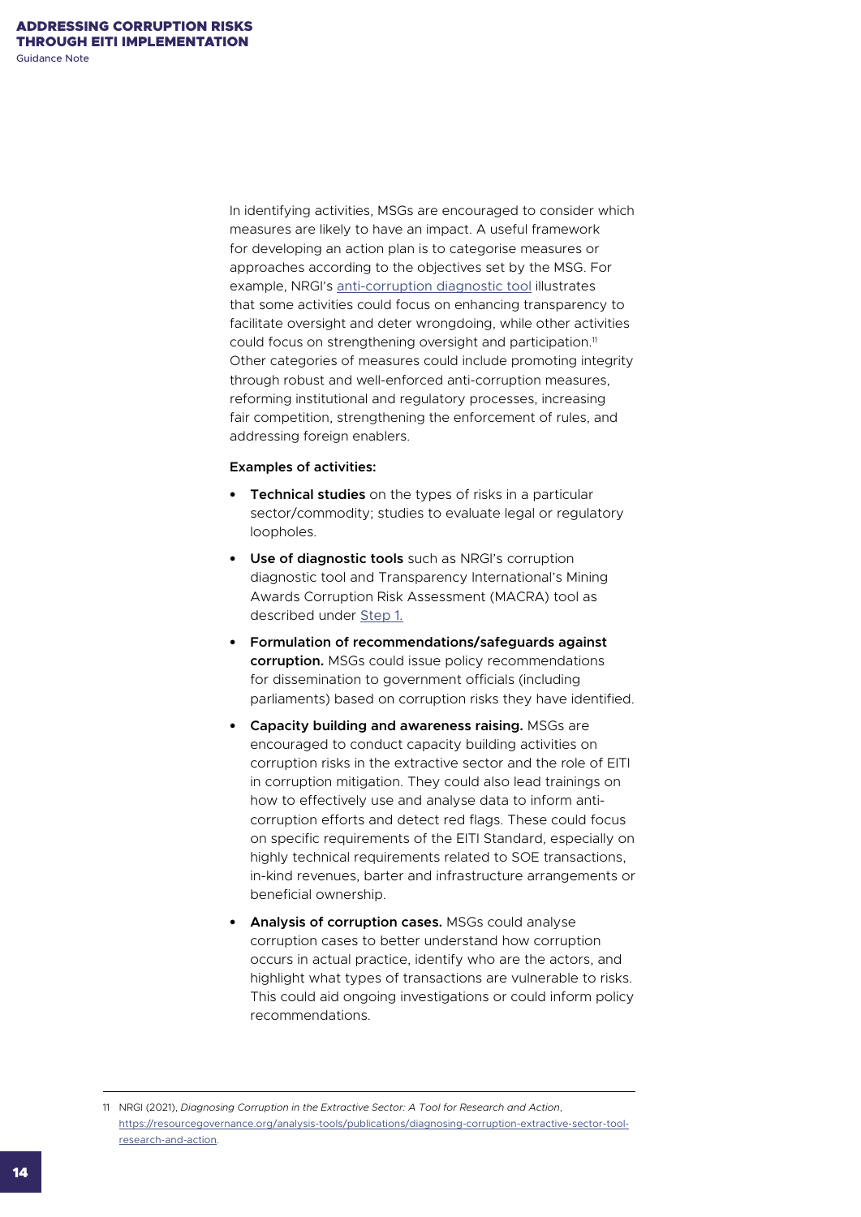In identifying activities, MSGs are encouraged to consider which measures are likely to have an impact. A useful framework for developing an action plan is to categorise measures or approaches according to the objectives set by the MSG. For example, NRGI's anti-corruption diagnostic tool illustrates that some activities could focus on enhancing transparency to facilitate oversight and deter wrongdoing, while other activities could focus on strengthening oversight and participation.[11] Other categories of measures could include promoting integrity through robust and well-enforced anti-corruption measures, reforming institutional and regulatory processes, increasing fair competition, strengthening the enforcement of rules, and addressing foreign enablers.

**Examples of activities:**

- **Technical studies** on the types of risks in a particular sector/commodity; studies to evaluate legal or regulatory loopholes.
- **Use of diagnostic tools** such as NRGI's corruption diagnostic tool and Transparency International's Mining Awards Corruption Risk Assessment (MACRA) tool as described under Step 1.
- **Formulation of recommendations/safeguards against corruption.** MSGs could issue policy recommendations for dissemination to government officials (including parliaments) based on corruption risks they have identified.
- **Capacity building and awareness raising.** MSGs are encouraged to conduct capacity building activities on corruption risks in the extractive sector and the role of EITI in corruption mitigation. They could also lead trainings on how to effectively use and analyse data to inform anti-corruption efforts and detect red flags. These could focus on specific requirements of the EITI Standard, especially on highly technical requirements related to SOE transactions, in-kind revenues, barter and infrastructure arrangements or beneficial ownership.
- **Analysis of corruption cases.** MSGs could analyse corruption cases to better understand how corruption occurs in actual practice, identify who are the actors, and highlight what types of transactions are vulnerable to risks. This could aid ongoing investigations or could inform policy recommendations.

---

11 NRGI (2021), *Diagnosing Corruption in the Extractive Sector: A Tool for Research and Action*, https://resourcegovernance.org/analysis-tools/publications/diagnosing-corruption-extractive-sector-tool-research-and-action.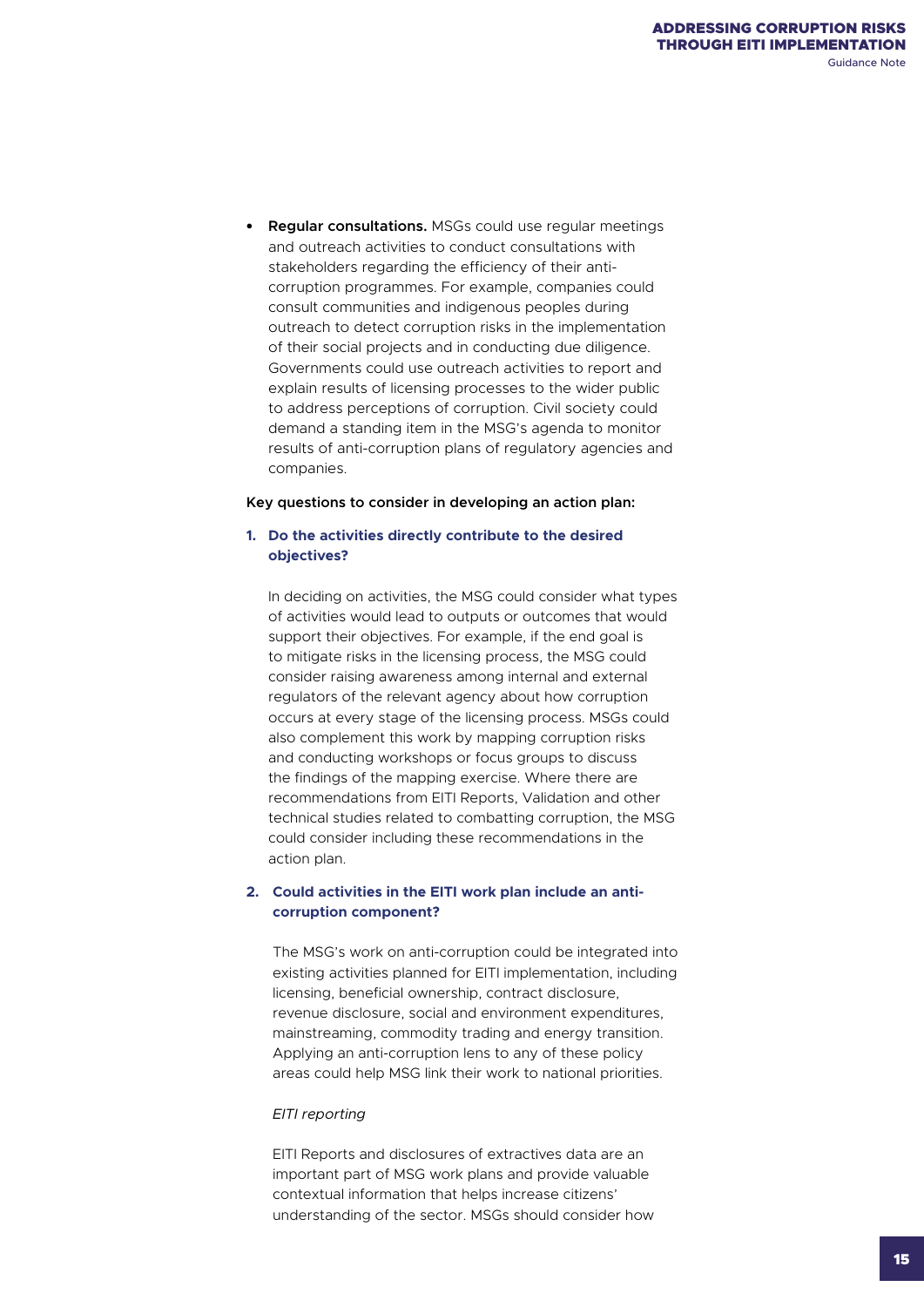- **Regular consultations.** MSGs could use regular meetings and outreach activities to conduct consultations with stakeholders regarding the efficiency of their anti-corruption programmes. For example, companies could consult communities and indigenous peoples during outreach to detect corruption risks in the implementation of their social projects and in conducting due diligence. Governments could use outreach activities to report and explain results of licensing processes to the wider public to address perceptions of corruption. Civil society could demand a standing item in the MSG's agenda to monitor results of anti-corruption plans of regulatory agencies and companies.

Key questions to consider in developing an action plan:

### 1. Do the activities directly contribute to the desired objectives?

In deciding on activities, the MSG could consider what types of activities would lead to outputs or outcomes that would support their objectives. For example, if the end goal is to mitigate risks in the licensing process, the MSG could consider raising awareness among internal and external regulators of the relevant agency about how corruption occurs at every stage of the licensing process. MSGs could also complement this work by mapping corruption risks and conducting workshops or focus groups to discuss the findings of the mapping exercise. Where there are recommendations from EITI Reports, Validation and other technical studies related to combatting corruption, the MSG could consider including these recommendations in the action plan.

### 2. Could activities in the EITI work plan include an anti-corruption component?

The MSG's work on anti-corruption could be integrated into existing activities planned for EITI implementation, including licensing, beneficial ownership, contract disclosure, revenue disclosure, social and environment expenditures, mainstreaming, commodity trading and energy transition. Applying an anti-corruption lens to any of these policy areas could help MSG link their work to national priorities.

*EITI reporting*

EITI Reports and disclosures of extractives data are an important part of MSG work plans and provide valuable contextual information that helps increase citizens' understanding of the sector. MSGs should consider how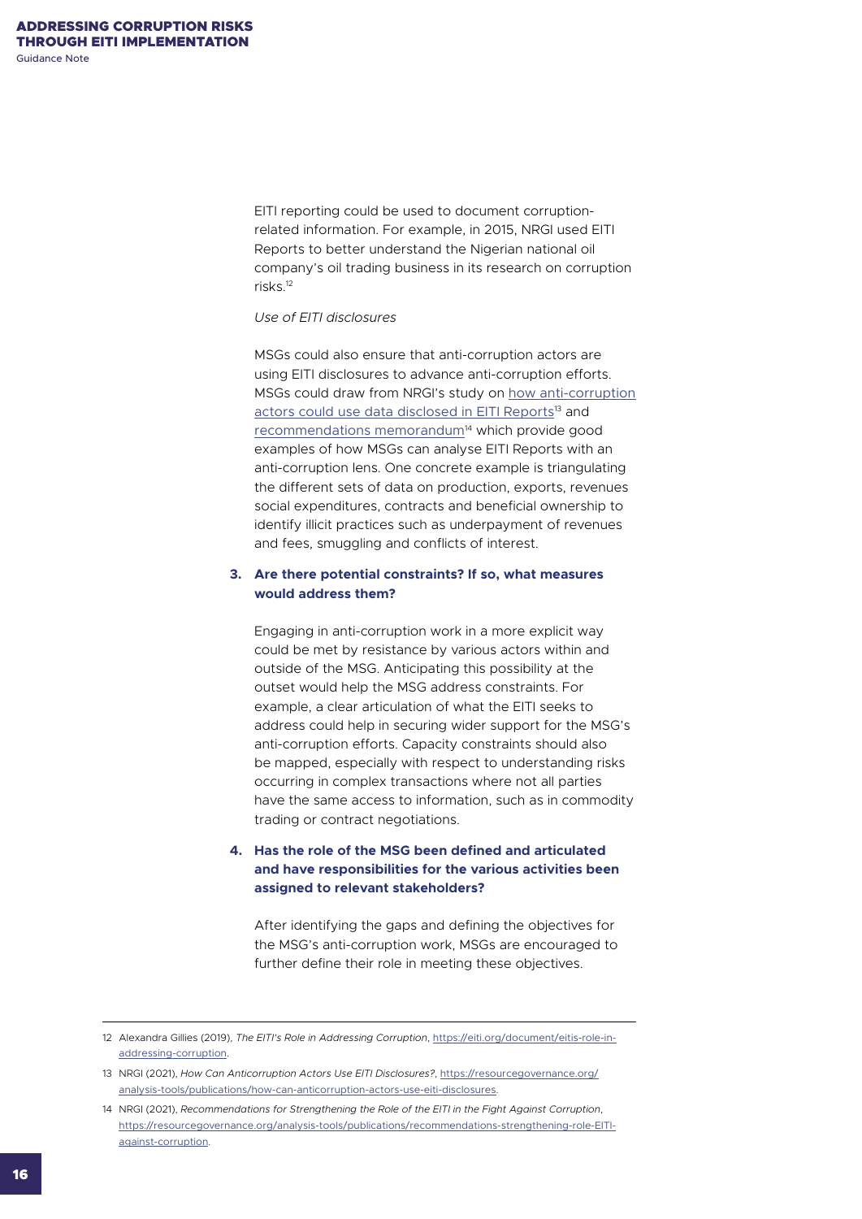EITI reporting could be used to document corruption-related information. For example, in 2015, NRGI used EITI Reports to better understand the Nigerian national oil company's oil trading business in its research on corruption risks.[12]

*Use of EITI disclosures*

MSGs could also ensure that anti-corruption actors are using EITI disclosures to advance anti-corruption efforts. MSGs could draw from NRGI's study on [how anti-corruption actors could use data disclosed in EITI Reports](https://resourcegovernance.org/analysis-tools/publications/how-can-anticorruption-actors-use-eiti-disclosures)[13] and [recommendations memorandum](https://resourcegovernance.org/analysis-tools/publications/recommendations-strengthening-role-EITI-against-corruption)[14] which provide good examples of how MSGs can analyse EITI Reports with an anti-corruption lens. One concrete example is triangulating the different sets of data on production, exports, revenues social expenditures, contracts and beneficial ownership to identify illicit practices such as underpayment of revenues and fees, smuggling and conflicts of interest.

3. **Are there potential constraints? If so, what measures would address them?**

   Engaging in anti-corruption work in a more explicit way could be met by resistance by various actors within and outside of the MSG. Anticipating this possibility at the outset would help the MSG address constraints. For example, a clear articulation of what the EITI seeks to address could help in securing wider support for the MSG's anti-corruption efforts. Capacity constraints should also be mapped, especially with respect to understanding risks occurring in complex transactions where not all parties have the same access to information, such as in commodity trading or contract negotiations.

4. **Has the role of the MSG been defined and articulated and have responsibilities for the various activities been assigned to relevant stakeholders?**

   After identifying the gaps and defining the objectives for the MSG's anti-corruption work, MSGs are encouraged to further define their role in meeting these objectives.

---

12 Alexandra Gillies (2019), *The EITI's Role in Addressing Corruption*, https://eiti.org/document/eitis-role-in-addressing-corruption.

13 NRGI (2021), *How Can Anticorruption Actors Use EITI Disclosures?*, https://resourcegovernance.org/analysis-tools/publications/how-can-anticorruption-actors-use-eiti-disclosures.

14 NRGI (2021), *Recommendations for Strengthening the Role of the EITI in the Fight Against Corruption*, https://resourcegovernance.org/analysis-tools/publications/recommendations-strengthening-role-EITI-against-corruption.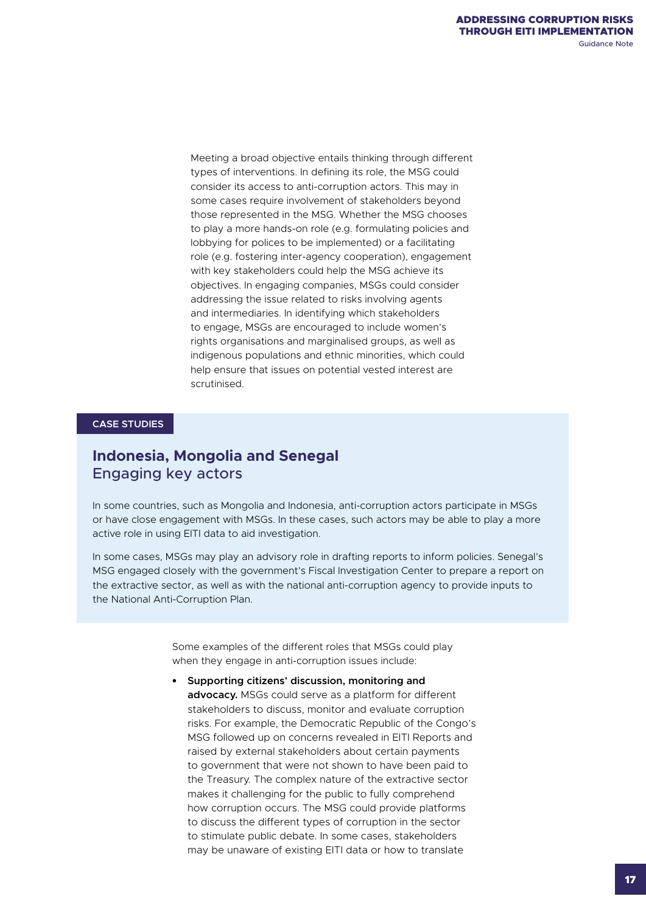Meeting a broad objective entails thinking through different types of interventions. In defining its role, the MSG could consider its access to anti-corruption actors. This may in some cases require involvement of stakeholders beyond those represented in the MSG. Whether the MSG chooses to play a more hands-on role (e.g. formulating policies and lobbying for polices to be implemented) or a facilitating role (e.g. fostering inter-agency cooperation), engagement with key stakeholders could help the MSG achieve its objectives. In engaging companies, MSGs could consider addressing the issue related to risks involving agents and intermediaries. In identifying which stakeholders to engage, MSGs are encouraged to include women's rights organisations and marginalised groups, as well as indigenous populations and ethnic minorities, which could help ensure that issues on potential vested interest are scrutinised.

**CASE STUDIES**

## Indonesia, Mongolia and Senegal
### Engaging key actors

In some countries, such as Mongolia and Indonesia, anti-corruption actors participate in MSGs or have close engagement with MSGs. In these cases, such actors may be able to play a more active role in using EITI data to aid investigation.

In some cases, MSGs may play an advisory role in drafting reports to inform policies. Senegal's MSG engaged closely with the government's Fiscal Investigation Center to prepare a report on the extractive sector, as well as with the national anti-corruption agency to provide inputs to the National Anti-Corruption Plan.

Some examples of the different roles that MSGs could play when they engage in anti-corruption issues include:

- **Supporting citizens' discussion, monitoring and advocacy.** MSGs could serve as a platform for different stakeholders to discuss, monitor and evaluate corruption risks. For example, the Democratic Republic of the Congo's MSG followed up on concerns revealed in EITI Reports and raised by external stakeholders about certain payments to government that were not shown to have been paid to the Treasury. The complex nature of the extractive sector makes it challenging for the public to fully comprehend how corruption occurs. The MSG could provide platforms to discuss the different types of corruption in the sector to stimulate public debate. In some cases, stakeholders may be unaware of existing EITI data or how to translate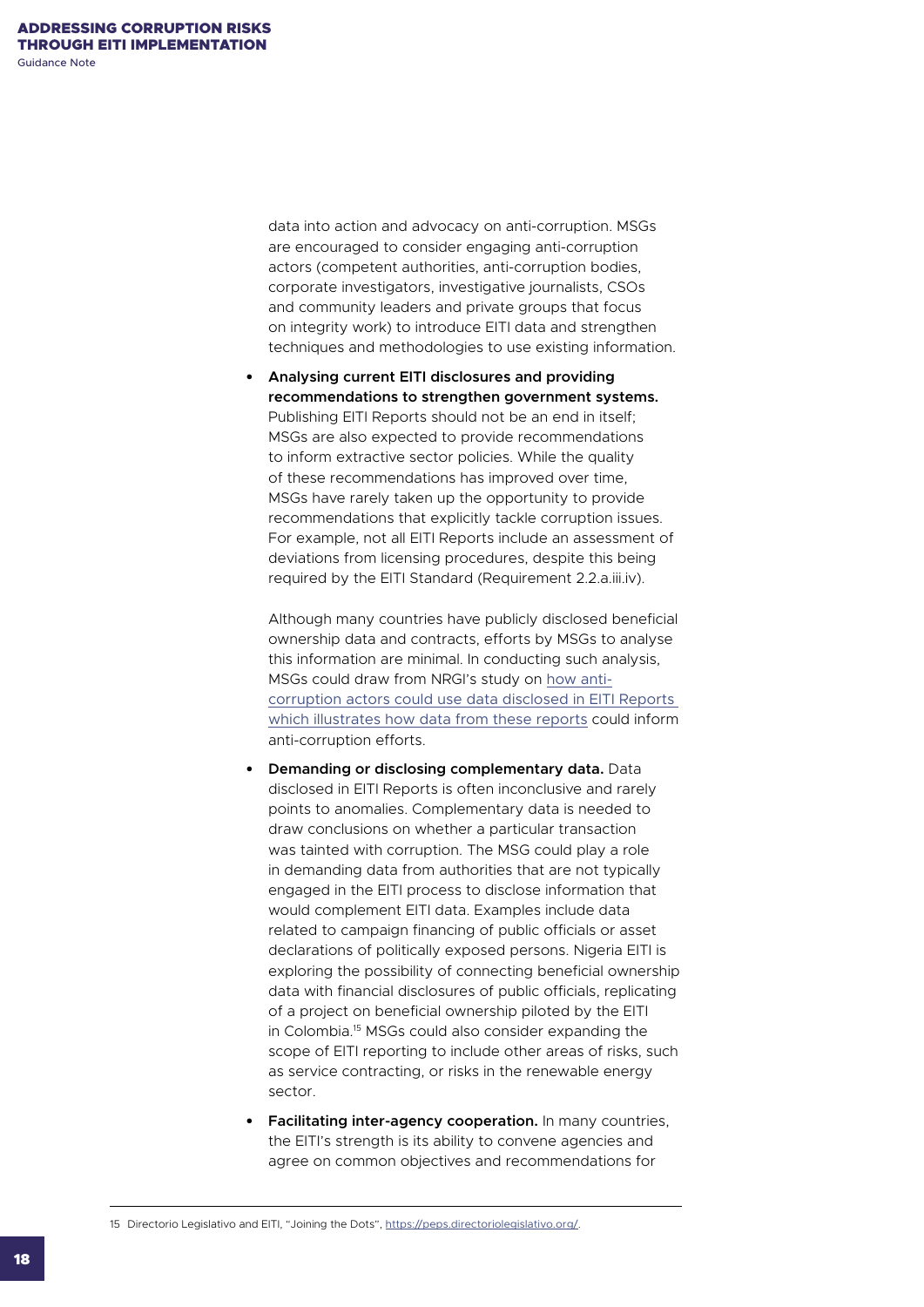data into action and advocacy on anti-corruption. MSGs are encouraged to consider engaging anti-corruption actors (competent authorities, anti-corruption bodies, corporate investigators, investigative journalists, CSOs and community leaders and private groups that focus on integrity work) to introduce EITI data and strengthen techniques and methodologies to use existing information.

- **Analysing current EITI disclosures and providing recommendations to strengthen government systems.** Publishing EITI Reports should not be an end in itself; MSGs are also expected to provide recommendations to inform extractive sector policies. While the quality of these recommendations has improved over time, MSGs have rarely taken up the opportunity to provide recommendations that explicitly tackle corruption issues. For example, not all EITI Reports include an assessment of deviations from licensing procedures, despite this being required by the EITI Standard (Requirement 2.2.a.iii.iv).

  Although many countries have publicly disclosed beneficial ownership data and contracts, efforts by MSGs to analyse this information are minimal. In conducting such analysis, MSGs could draw from NRGI's study on [how anti-corruption actors could use data disclosed in EITI Reports which illustrates how data from these reports]() could inform anti-corruption efforts.

- **Demanding or disclosing complementary data.** Data disclosed in EITI Reports is often inconclusive and rarely points to anomalies. Complementary data is needed to draw conclusions on whether a particular transaction was tainted with corruption. The MSG could play a role in demanding data from authorities that are not typically engaged in the EITI process to disclose information that would complement EITI data. Examples include data related to campaign financing of public officials or asset declarations of politically exposed persons. Nigeria EITI is exploring the possibility of connecting beneficial ownership data with financial disclosures of public officials, replicating of a project on beneficial ownership piloted by the EITI in Colombia.[15] MSGs could also consider expanding the scope of EITI reporting to include other areas of risks, such as service contracting, or risks in the renewable energy sector.

- **Facilitating inter-agency cooperation.** In many countries, the EITI's strength is its ability to convene agencies and agree on common objectives and recommendations for

---

15 Directorio Legislativo and EITI, "Joining the Dots", https://peps.directoriolegislativo.org/.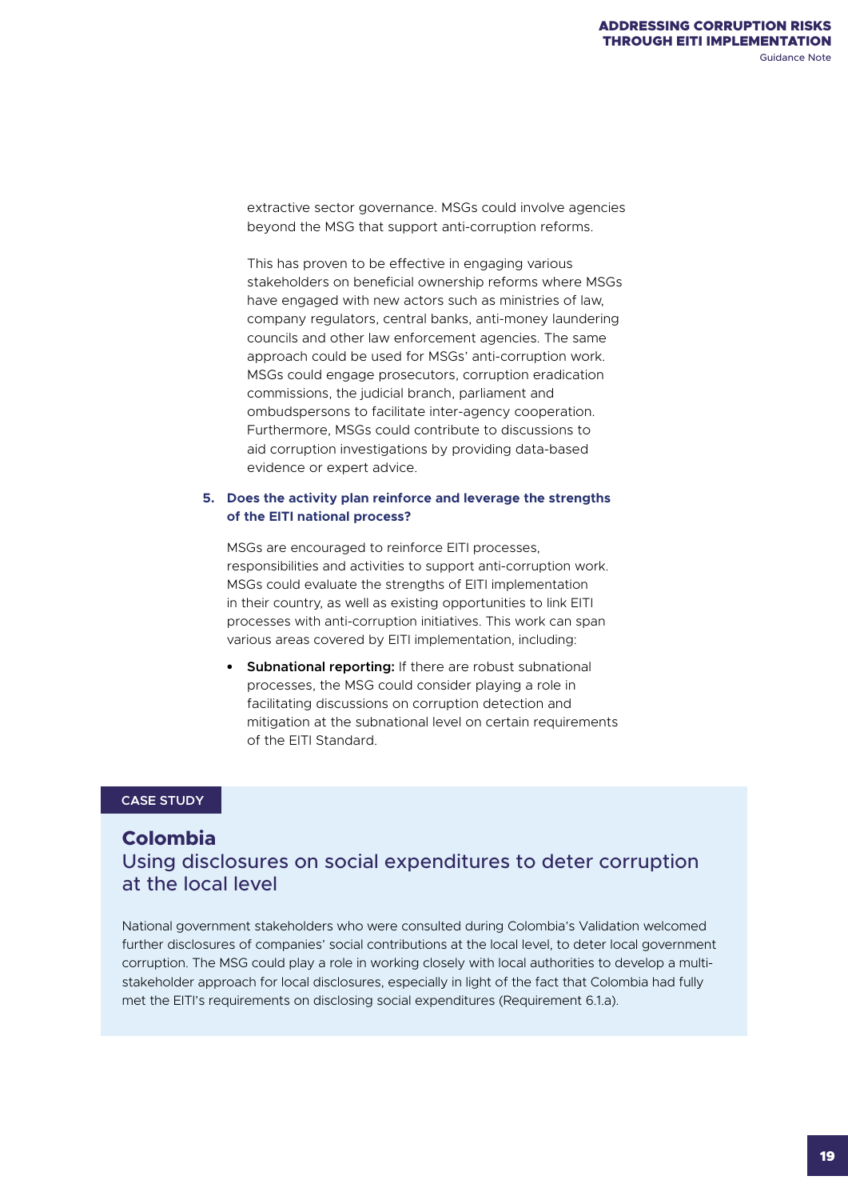extractive sector governance. MSGs could involve agencies beyond the MSG that support anti-corruption reforms.

This has proven to be effective in engaging various stakeholders on beneficial ownership reforms where MSGs have engaged with new actors such as ministries of law, company regulators, central banks, anti-money laundering councils and other law enforcement agencies. The same approach could be used for MSGs' anti-corruption work. MSGs could engage prosecutors, corruption eradication commissions, the judicial branch, parliament and ombudspersons to facilitate inter-agency cooperation. Furthermore, MSGs could contribute to discussions to aid corruption investigations by providing data-based evidence or expert advice.

5. **Does the activity plan reinforce and leverage the strengths of the EITI national process?**

   MSGs are encouraged to reinforce EITI processes, responsibilities and activities to support anti-corruption work. MSGs could evaluate the strengths of EITI implementation in their country, as well as existing opportunities to link EITI processes with anti-corruption initiatives. This work can span various areas covered by EITI implementation, including:

   - **Subnational reporting:** If there are robust subnational processes, the MSG could consider playing a role in facilitating discussions on corruption detection and mitigation at the subnational level on certain requirements of the EITI Standard.

**CASE STUDY**

## Colombia

### Using disclosures on social expenditures to deter corruption at the local level

National government stakeholders who were consulted during Colombia's Validation welcomed further disclosures of companies' social contributions at the local level, to deter local government corruption. The MSG could play a role in working closely with local authorities to develop a multi-stakeholder approach for local disclosures, especially in light of the fact that Colombia had fully met the EITI's requirements on disclosing social expenditures (Requirement 6.1.a).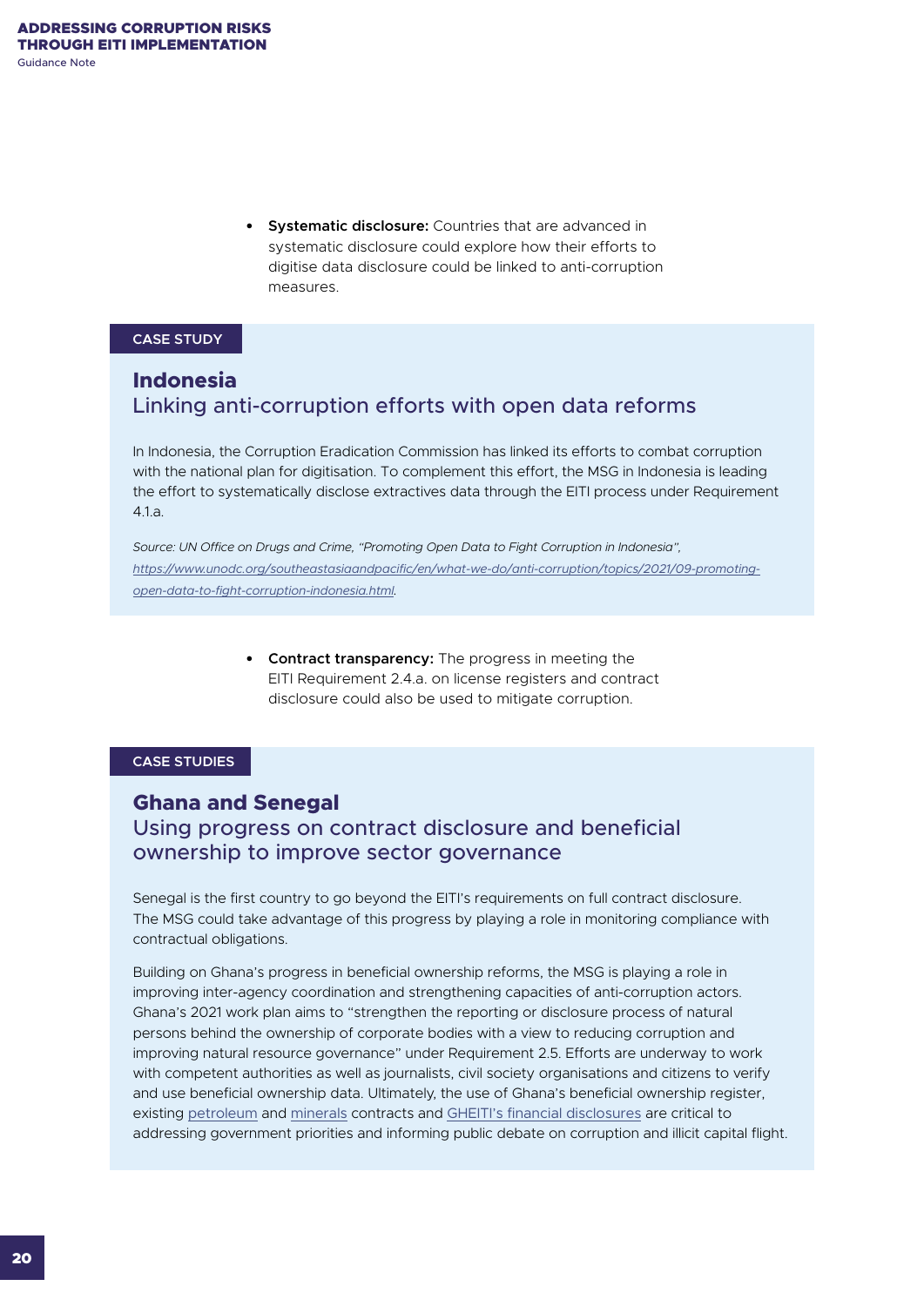- **Systematic disclosure:** Countries that are advanced in systematic disclosure could explore how their efforts to digitise data disclosure could be linked to anti-corruption measures.

CASE STUDY

## Indonesia
### Linking anti-corruption efforts with open data reforms

In Indonesia, the Corruption Eradication Commission has linked its efforts to combat corruption with the national plan for digitisation. To complement this effort, the MSG in Indonesia is leading the effort to systematically disclose extractives data through the EITI process under Requirement 4.1.a.

*Source: UN Office on Drugs and Crime, "Promoting Open Data to Fight Corruption in Indonesia", https://www.unodc.org/southeastasiaandpacific/en/what-we-do/anti-corruption/topics/2021/09-promoting-open-data-to-fight-corruption-indonesia.html.*

- **Contract transparency:** The progress in meeting the EITI Requirement 2.4.a. on license registers and contract disclosure could also be used to mitigate corruption.

CASE STUDIES

## Ghana and Senegal
### Using progress on contract disclosure and beneficial ownership to improve sector governance

Senegal is the first country to go beyond the EITI's requirements on full contract disclosure. The MSG could take advantage of this progress by playing a role in monitoring compliance with contractual obligations.

Building on Ghana's progress in beneficial ownership reforms, the MSG is playing a role in improving inter-agency coordination and strengthening capacities of anti-corruption actors. Ghana's 2021 work plan aims to "strengthen the reporting or disclosure process of natural persons behind the ownership of corporate bodies with a view to reducing corruption and improving natural resource governance" under Requirement 2.5. Efforts are underway to work with competent authorities as well as journalists, civil society organisations and citizens to verify and use beneficial ownership data. Ultimately, the use of Ghana's beneficial ownership register, existing petroleum and minerals contracts and GHEITI's financial disclosures are critical to addressing government priorities and informing public debate on corruption and illicit capital flight.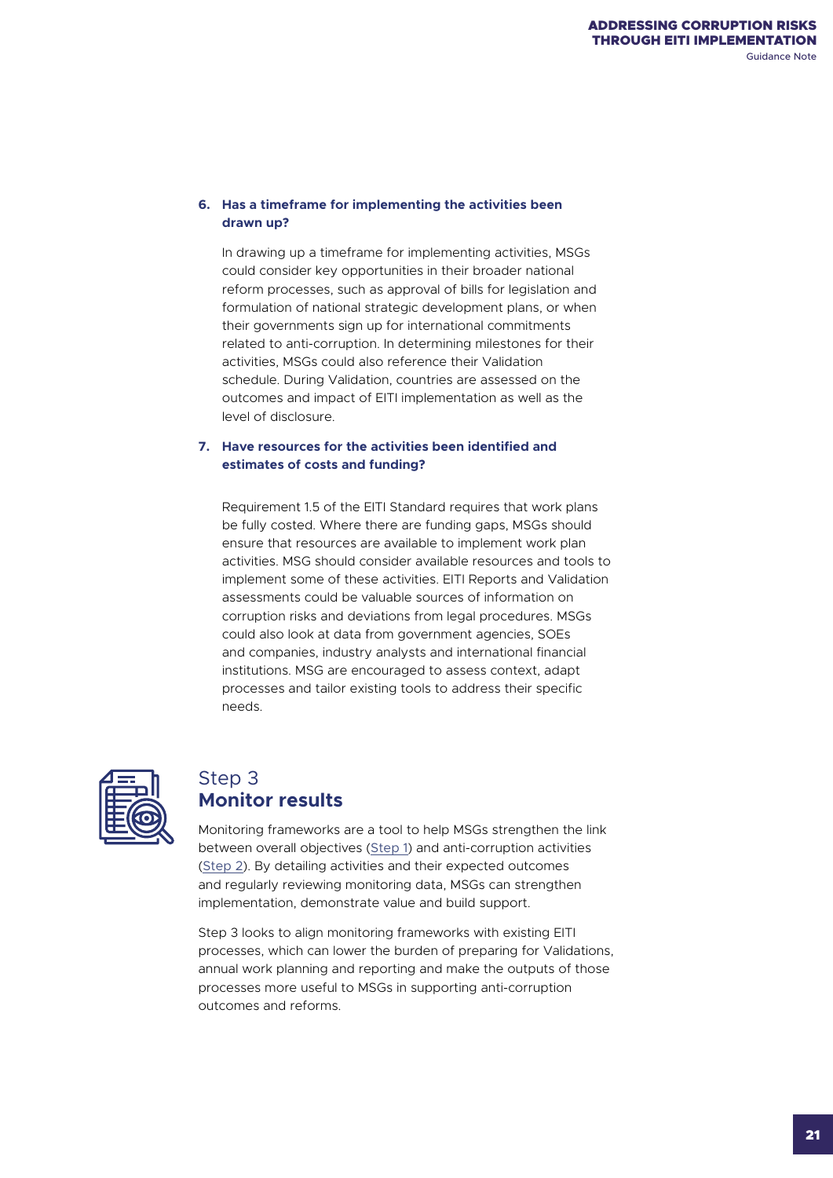6. **Has a timeframe for implementing the activities been drawn up?**

   In drawing up a timeframe for implementing activities, MSGs could consider key opportunities in their broader national reform processes, such as approval of bills for legislation and formulation of national strategic development plans, or when their governments sign up for international commitments related to anti-corruption. In determining milestones for their activities, MSGs could also reference their Validation schedule. During Validation, countries are assessed on the outcomes and impact of EITI implementation as well as the level of disclosure.

7. **Have resources for the activities been identified and estimates of costs and funding?**

   Requirement 1.5 of the EITI Standard requires that work plans be fully costed. Where there are funding gaps, MSGs should ensure that resources are available to implement work plan activities. MSG should consider available resources and tools to implement some of these activities. EITI Reports and Validation assessments could be valuable sources of information on corruption risks and deviations from legal procedures. MSGs could also look at data from government agencies, SOEs and companies, industry analysts and international financial institutions. MSG are encouraged to assess context, adapt processes and tailor existing tools to address their specific needs.

## Step 3 **Monitor results**

Monitoring frameworks are a tool to help MSGs strengthen the link between overall objectives (Step 1) and anti-corruption activities (Step 2). By detailing activities and their expected outcomes and regularly reviewing monitoring data, MSGs can strengthen implementation, demonstrate value and build support.

Step 3 looks to align monitoring frameworks with existing EITI processes, which can lower the burden of preparing for Validations, annual work planning and reporting and make the outputs of those processes more useful to MSGs in supporting anti-corruption outcomes and reforms.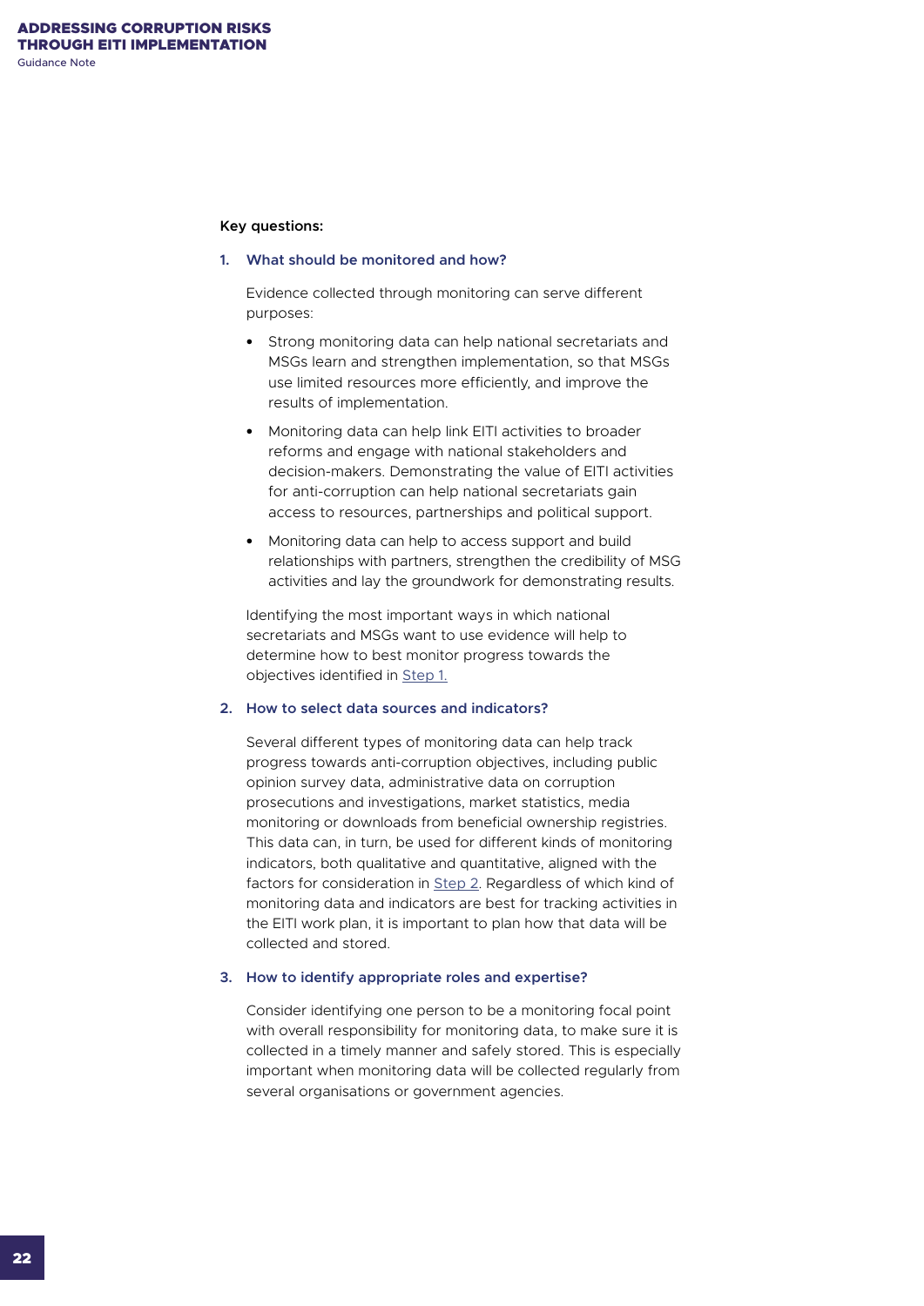**Key questions:**

1. **What should be monitored and how?**

   Evidence collected through monitoring can serve different purposes:

   - Strong monitoring data can help national secretariats and MSGs learn and strengthen implementation, so that MSGs use limited resources more efficiently, and improve the results of implementation.
   - Monitoring data can help link EITI activities to broader reforms and engage with national stakeholders and decision-makers. Demonstrating the value of EITI activities for anti-corruption can help national secretariats gain access to resources, partnerships and political support.
   - Monitoring data can help to access support and build relationships with partners, strengthen the credibility of MSG activities and lay the groundwork for demonstrating results.

   Identifying the most important ways in which national secretariats and MSGs want to use evidence will help to determine how to best monitor progress towards the objectives identified in Step 1.

2. **How to select data sources and indicators?**

   Several different types of monitoring data can help track progress towards anti-corruption objectives, including public opinion survey data, administrative data on corruption prosecutions and investigations, market statistics, media monitoring or downloads from beneficial ownership registries. This data can, in turn, be used for different kinds of monitoring indicators, both qualitative and quantitative, aligned with the factors for consideration in Step 2. Regardless of which kind of monitoring data and indicators are best for tracking activities in the EITI work plan, it is important to plan how that data will be collected and stored.

3. **How to identify appropriate roles and expertise?**

   Consider identifying one person to be a monitoring focal point with overall responsibility for monitoring data, to make sure it is collected in a timely manner and safely stored. This is especially important when monitoring data will be collected regularly from several organisations or government agencies.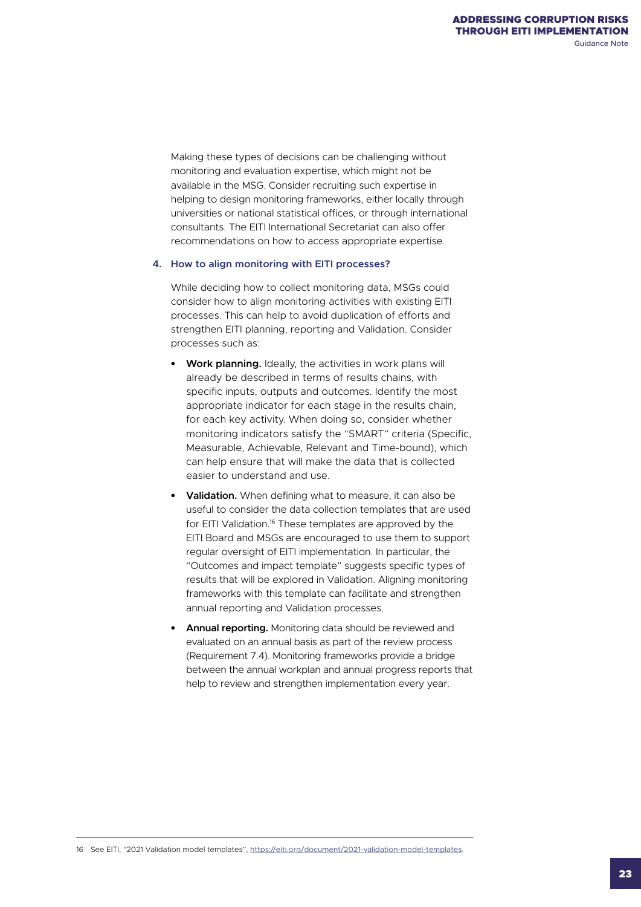Making these types of decisions can be challenging without monitoring and evaluation expertise, which might not be available in the MSG. Consider recruiting such expertise in helping to design monitoring frameworks, either locally through universities or national statistical offices, or through international consultants. The EITI International Secretariat can also offer recommendations on how to access appropriate expertise.

### 4. How to align monitoring with EITI processes?

While deciding how to collect monitoring data, MSGs could consider how to align monitoring activities with existing EITI processes. This can help to avoid duplication of efforts and strengthen EITI planning, reporting and Validation. Consider processes such as:

- **Work planning.** Ideally, the activities in work plans will already be described in terms of results chains, with specific inputs, outputs and outcomes. Identify the most appropriate indicator for each stage in the results chain, for each key activity. When doing so, consider whether monitoring indicators satisfy the "SMART" criteria (Specific, Measurable, Achievable, Relevant and Time-bound), which can help ensure that will make the data that is collected easier to understand and use.
- **Validation.** When defining what to measure, it can also be useful to consider the data collection templates that are used for EITI Validation.[16] These templates are approved by the EITI Board and MSGs are encouraged to use them to support regular oversight of EITI implementation. In particular, the "Outcomes and impact template" suggests specific types of results that will be explored in Validation. Aligning monitoring frameworks with this template can facilitate and strengthen annual reporting and Validation processes.
- **Annual reporting.** Monitoring data should be reviewed and evaluated on an annual basis as part of the review process (Requirement 7.4). Monitoring frameworks provide a bridge between the annual workplan and annual progress reports that help to review and strengthen implementation every year.

---

16 See EITI, "2021 Validation model templates", https://eiti.org/document/2021-validation-model-templates.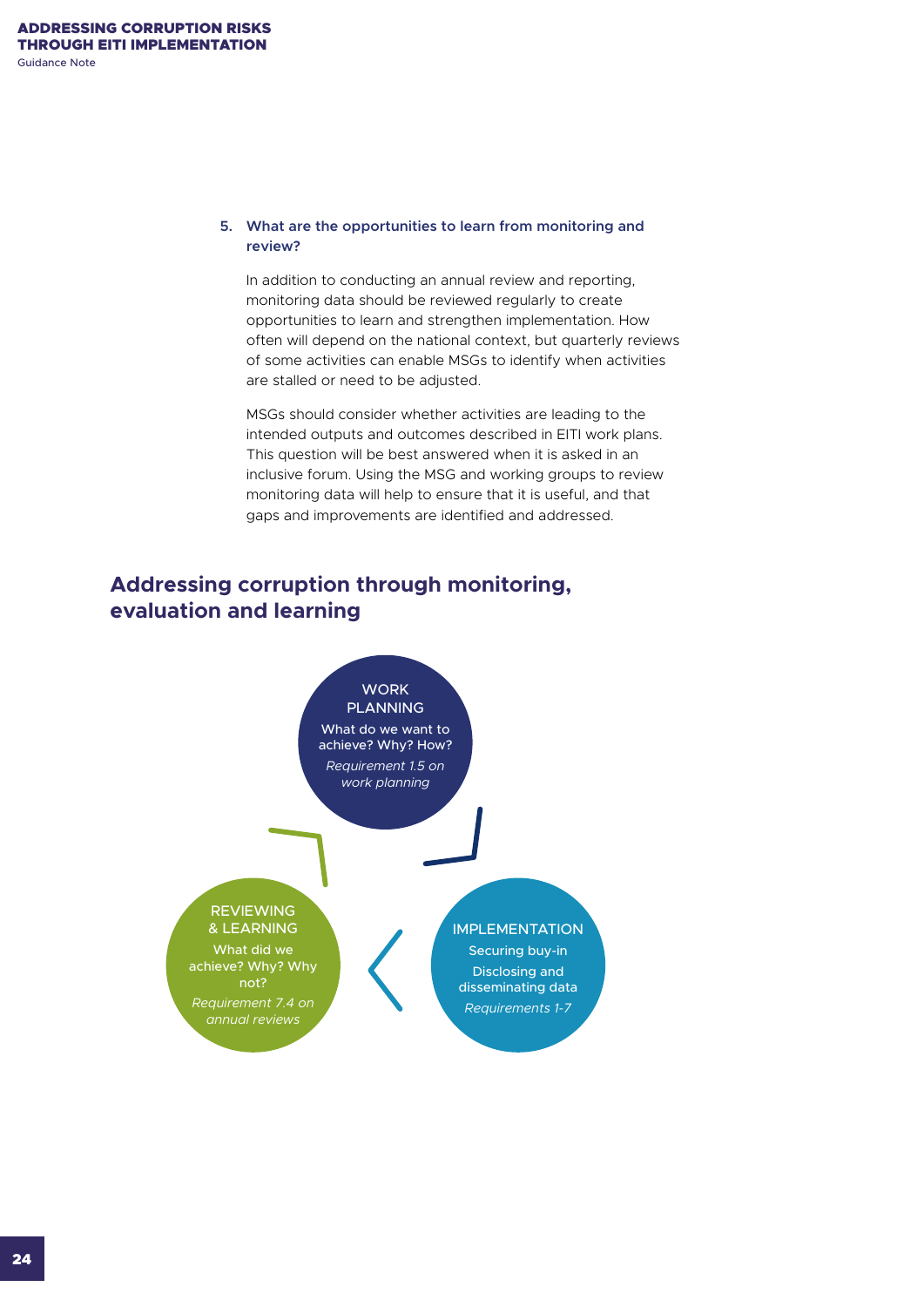5. **What are the opportunities to learn from monitoring and review?**

   In addition to conducting an annual review and reporting, monitoring data should be reviewed regularly to create opportunities to learn and strengthen implementation. How often will depend on the national context, but quarterly reviews of some activities can enable MSGs to identify when activities are stalled or need to be adjusted.

   MSGs should consider whether activities are leading to the intended outputs and outcomes described in EITI work plans. This question will be best answered when it is asked in an inclusive forum. Using the MSG and working groups to review monitoring data will help to ensure that it is useful, and that gaps and improvements are identified and addressed.

## Addressing corruption through monitoring, evaluation and learning

WORK PLANNING
What do we want to achieve? Why? How?
*Requirement 1.5 on work planning*

IMPLEMENTATION
Securing buy-in
Disclosing and disseminating data
*Requirements 1-7*

REVIEWING & LEARNING
What did we achieve? Why? Why not?
*Requirement 7.4 on annual reviews*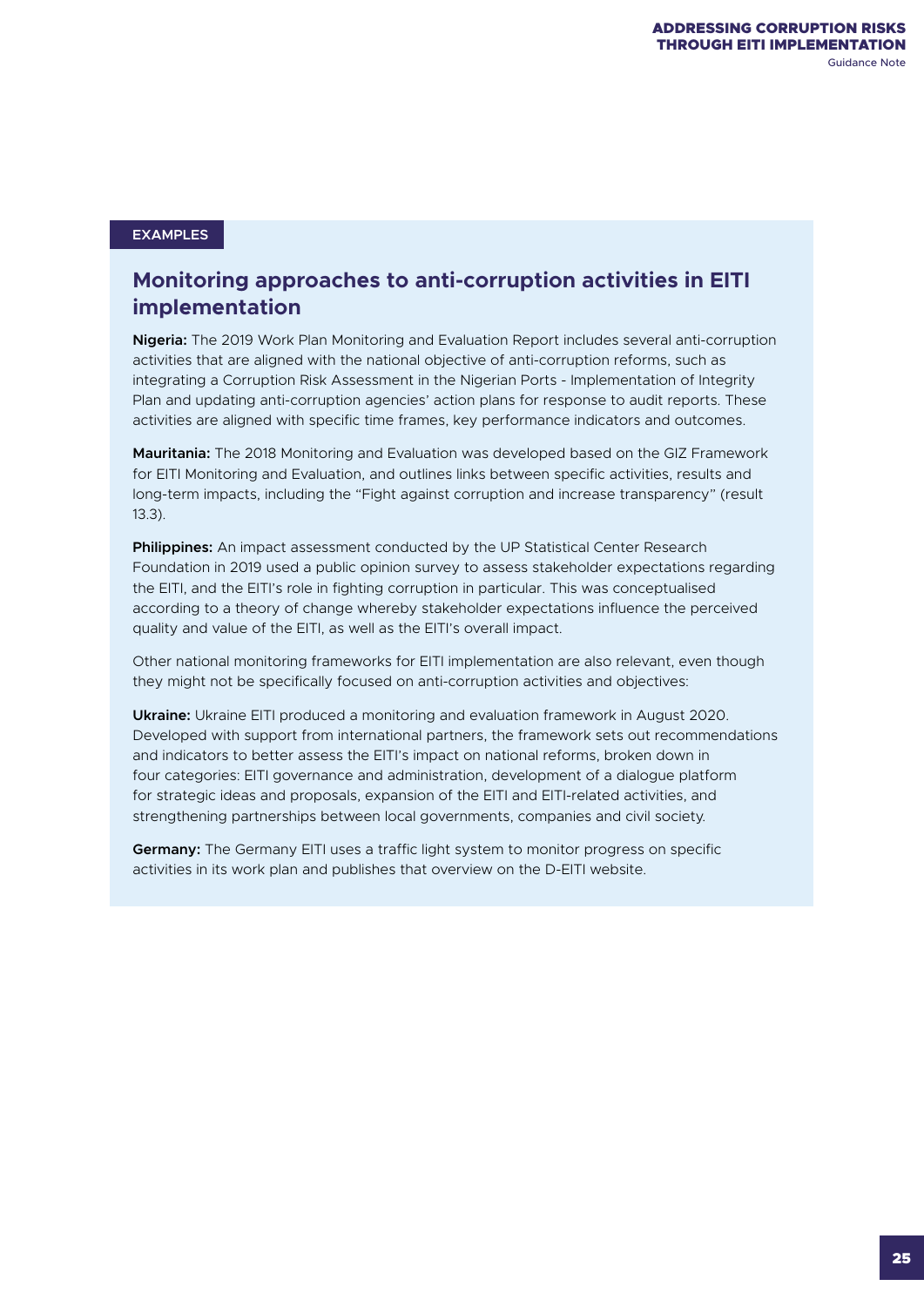EXAMPLES

## Monitoring approaches to anti-corruption activities in EITI implementation

**Nigeria:** The 2019 Work Plan Monitoring and Evaluation Report includes several anti-corruption activities that are aligned with the national objective of anti-corruption reforms, such as integrating a Corruption Risk Assessment in the Nigerian Ports - Implementation of Integrity Plan and updating anti-corruption agencies' action plans for response to audit reports. These activities are aligned with specific time frames, key performance indicators and outcomes.

**Mauritania:** The 2018 Monitoring and Evaluation was developed based on the GIZ Framework for EITI Monitoring and Evaluation, and outlines links between specific activities, results and long-term impacts, including the "Fight against corruption and increase transparency" (result 13.3).

**Philippines:** An impact assessment conducted by the UP Statistical Center Research Foundation in 2019 used a public opinion survey to assess stakeholder expectations regarding the EITI, and the EITI's role in fighting corruption in particular. This was conceptualised according to a theory of change whereby stakeholder expectations influence the perceived quality and value of the EITI, as well as the EITI's overall impact.

Other national monitoring frameworks for EITI implementation are also relevant, even though they might not be specifically focused on anti-corruption activities and objectives:

**Ukraine:** Ukraine EITI produced a monitoring and evaluation framework in August 2020. Developed with support from international partners, the framework sets out recommendations and indicators to better assess the EITI's impact on national reforms, broken down in four categories: EITI governance and administration, development of a dialogue platform for strategic ideas and proposals, expansion of the EITI and EITI-related activities, and strengthening partnerships between local governments, companies and civil society.

**Germany:** The Germany EITI uses a traffic light system to monitor progress on specific activities in its work plan and publishes that overview on the D-EITI website.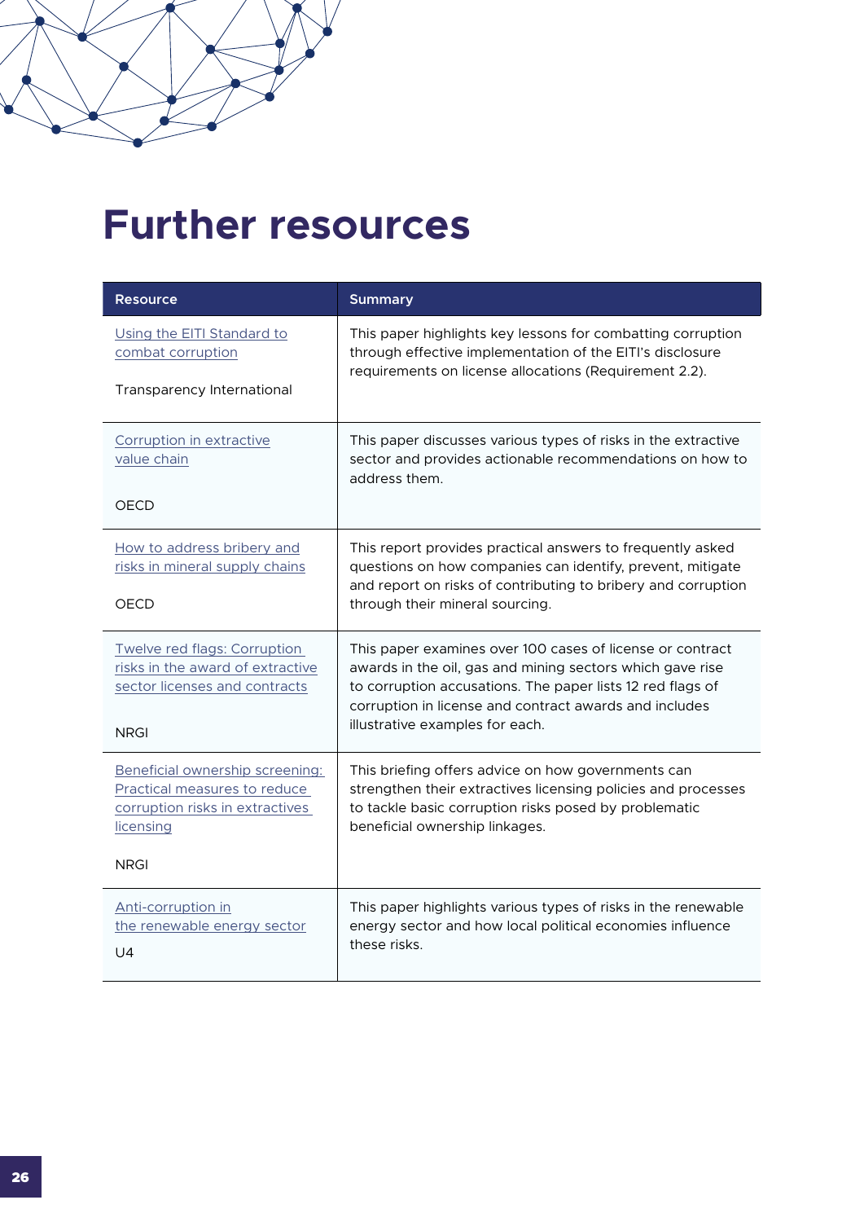# Further resources

| Resource | Summary |
|---|---|
| Using the EITI Standard to combat corruption<br><br>Transparency International | This paper highlights key lessons for combatting corruption through effective implementation of the EITI's disclosure requirements on license allocations (Requirement 2.2). |
| Corruption in extractive value chain<br><br>OECD | This paper discusses various types of risks in the extractive sector and provides actionable recommendations on how to address them. |
| How to address bribery and risks in mineral supply chains<br><br>OECD | This report provides practical answers to frequently asked questions on how companies can identify, prevent, mitigate and report on risks of contributing to bribery and corruption through their mineral sourcing. |
| Twelve red flags: Corruption risks in the award of extractive sector licenses and contracts<br><br>NRGI | This paper examines over 100 cases of license or contract awards in the oil, gas and mining sectors which gave rise to corruption accusations. The paper lists 12 red flags of corruption in license and contract awards and includes illustrative examples for each. |
| Beneficial ownership screening: Practical measures to reduce corruption risks in extractives licensing<br><br>NRGI | This briefing offers advice on how governments can strengthen their extractives licensing policies and processes to tackle basic corruption risks posed by problematic beneficial ownership linkages. |
| Anti-corruption in the renewable energy sector<br><br>U4 | This paper highlights various types of risks in the renewable energy sector and how local political economies influence these risks. |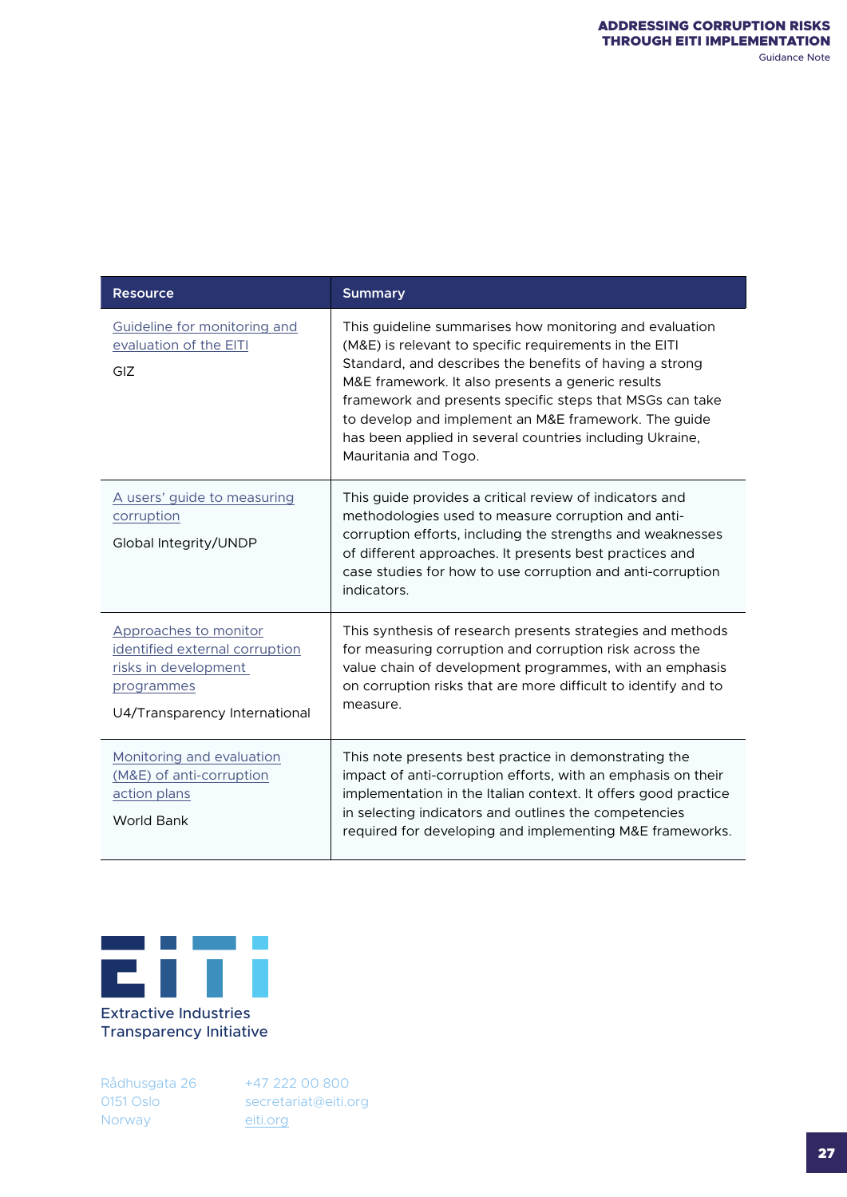| Resource | Summary |
|---|---|
| Guideline for monitoring and evaluation of the EITI<br><br>GIZ | This guideline summarises how monitoring and evaluation (M&E) is relevant to specific requirements in the EITI Standard, and describes the benefits of having a strong M&E framework. It also presents a generic results framework and presents specific steps that MSGs can take to develop and implement an M&E framework. The guide has been applied in several countries including Ukraine, Mauritania and Togo. |
| A users' guide to measuring corruption<br><br>Global Integrity/UNDP | This guide provides a critical review of indicators and methodologies used to measure corruption and anti-corruption efforts, including the strengths and weaknesses of different approaches. It presents best practices and case studies for how to use corruption and anti-corruption indicators. |
| Approaches to monitor identified external corruption risks in development programmes<br><br>U4/Transparency International | This synthesis of research presents strategies and methods for measuring corruption and corruption risk across the value chain of development programmes, with an emphasis on corruption risks that are more difficult to identify and to measure. |
| Monitoring and evaluation (M&E) of anti-corruption action plans<br><br>World Bank | This note presents best practice in demonstrating the impact of anti-corruption efforts, with an emphasis on their implementation in the Italian context. It offers good practice in selecting indicators and outlines the competencies required for developing and implementing M&E frameworks. |

Extractive Industries Transparency Initiative

Rådhusgata 26
0151 Oslo
Norway

+47 222 00 800
secretariat@eiti.org
eiti.org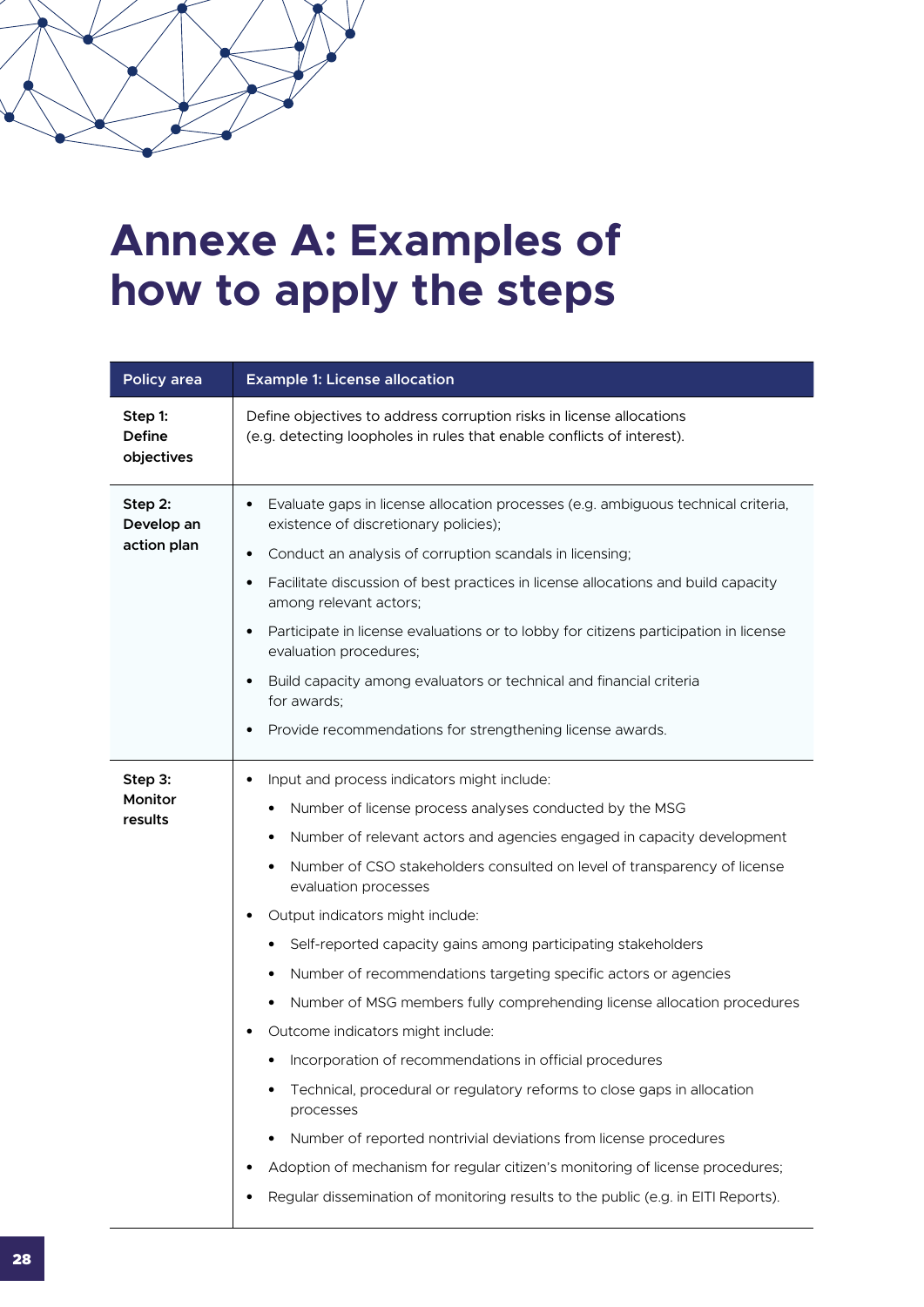# Annexe A: Examples of how to apply the steps

| Policy area | Example 1: License allocation |
| --- | --- |
| **Step 1: Define objectives** | Define objectives to address corruption risks in license allocations (e.g. detecting loopholes in rules that enable conflicts of interest). |
| **Step 2: Develop an action plan** | • Evaluate gaps in license allocation processes (e.g. ambiguous technical criteria, existence of discretionary policies);<br>• Conduct an analysis of corruption scandals in licensing;<br>• Facilitate discussion of best practices in license allocations and build capacity among relevant actors;<br>• Participate in license evaluations or to lobby for citizens participation in license evaluation procedures;<br>• Build capacity among evaluators or technical and financial criteria for awards;<br>• Provide recommendations for strengthening license awards. |
| **Step 3: Monitor results** | • Input and process indicators might include:<br>  ◦ Number of license process analyses conducted by the MSG<br>  ◦ Number of relevant actors and agencies engaged in capacity development<br>  ◦ Number of CSO stakeholders consulted on level of transparency of license evaluation processes<br>• Output indicators might include:<br>  ◦ Self-reported capacity gains among participating stakeholders<br>  ◦ Number of recommendations targeting specific actors or agencies<br>  ◦ Number of MSG members fully comprehending license allocation procedures<br>• Outcome indicators might include:<br>  ◦ Incorporation of recommendations in official procedures<br>  ◦ Technical, procedural or regulatory reforms to close gaps in allocation processes<br>  ◦ Number of reported nontrivial deviations from license procedures<br>• Adoption of mechanism for regular citizen's monitoring of license procedures;<br>• Regular dissemination of monitoring results to the public (e.g. in EITI Reports). |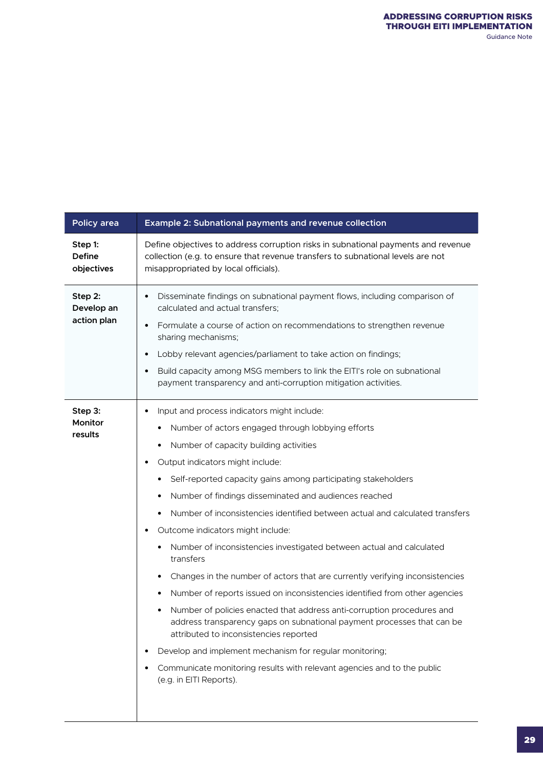| Policy area | Example 2: Subnational payments and revenue collection |
| --- | --- |
| **Step 1: Define objectives** | Define objectives to address corruption risks in subnational payments and revenue collection (e.g. to ensure that revenue transfers to subnational levels are not misappropriated by local officials). |
| **Step 2: Develop an action plan** | • Disseminate findings on subnational payment flows, including comparison of calculated and actual transfers;<br>• Formulate a course of action on recommendations to strengthen revenue sharing mechanisms;<br>• Lobby relevant agencies/parliament to take action on findings;<br>• Build capacity among MSG members to link the EITI's role on subnational payment transparency and anti-corruption mitigation activities. |
| **Step 3: Monitor results** | • Input and process indicators might include:<br>&nbsp;&nbsp;&nbsp;&nbsp;• Number of actors engaged through lobbying efforts<br>&nbsp;&nbsp;&nbsp;&nbsp;• Number of capacity building activities<br>• Output indicators might include:<br>&nbsp;&nbsp;&nbsp;&nbsp;• Self-reported capacity gains among participating stakeholders<br>&nbsp;&nbsp;&nbsp;&nbsp;• Number of findings disseminated and audiences reached<br>&nbsp;&nbsp;&nbsp;&nbsp;• Number of inconsistencies identified between actual and calculated transfers<br>• Outcome indicators might include:<br>&nbsp;&nbsp;&nbsp;&nbsp;• Number of inconsistencies investigated between actual and calculated transfers<br>&nbsp;&nbsp;&nbsp;&nbsp;• Changes in the number of actors that are currently verifying inconsistencies<br>&nbsp;&nbsp;&nbsp;&nbsp;• Number of reports issued on inconsistencies identified from other agencies<br>&nbsp;&nbsp;&nbsp;&nbsp;• Number of policies enacted that address anti-corruption procedures and address transparency gaps on subnational payment processes that can be attributed to inconsistencies reported<br>• Develop and implement mechanism for regular monitoring;<br>• Communicate monitoring results with relevant agencies and to the public (e.g. in EITI Reports). |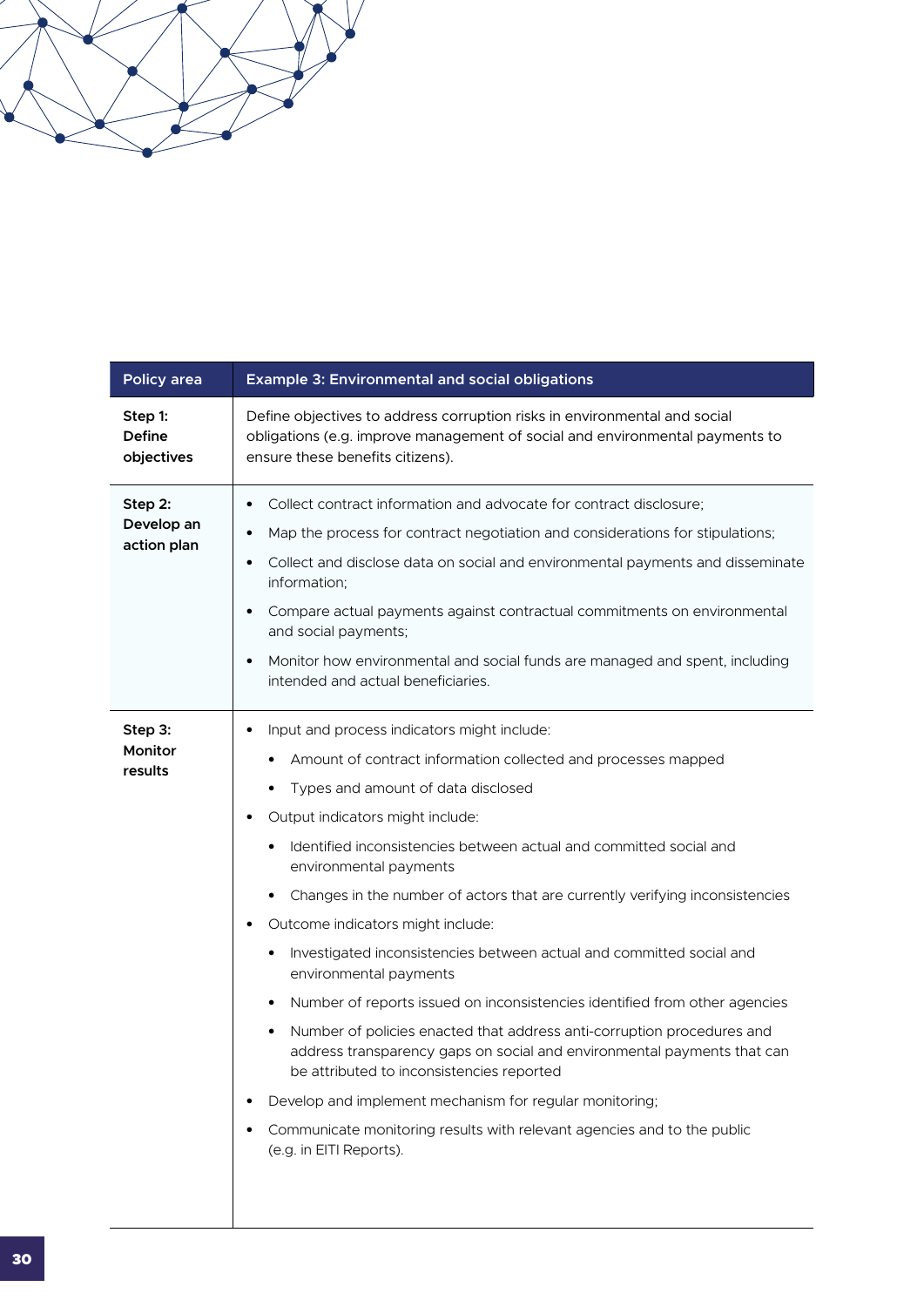| Policy area | Example 3: Environmental and social obligations |
| --- | --- |
| **Step 1: Define objectives** | Define objectives to address corruption risks in environmental and social obligations (e.g. improve management of social and environmental payments to ensure these benefits citizens). |
| **Step 2: Develop an action plan** | • Collect contract information and advocate for contract disclosure;<br>• Map the process for contract negotiation and considerations for stipulations;<br>• Collect and disclose data on social and environmental payments and disseminate information;<br>• Compare actual payments against contractual commitments on environmental and social payments;<br>• Monitor how environmental and social funds are managed and spent, including intended and actual beneficiaries. |
| **Step 3: Monitor results** | • Input and process indicators might include:<br>  • Amount of contract information collected and processes mapped<br>  • Types and amount of data disclosed<br>• Output indicators might include:<br>  • Identified inconsistencies between actual and committed social and environmental payments<br>  • Changes in the number of actors that are currently verifying inconsistencies<br>• Outcome indicators might include:<br>  • Investigated inconsistencies between actual and committed social and environmental payments<br>  • Number of reports issued on inconsistencies identified from other agencies<br>  • Number of policies enacted that address anti-corruption procedures and address transparency gaps on social and environmental payments that can be attributed to inconsistencies reported<br>• Develop and implement mechanism for regular monitoring;<br>• Communicate monitoring results with relevant agencies and to the public (e.g. in EITI Reports). |